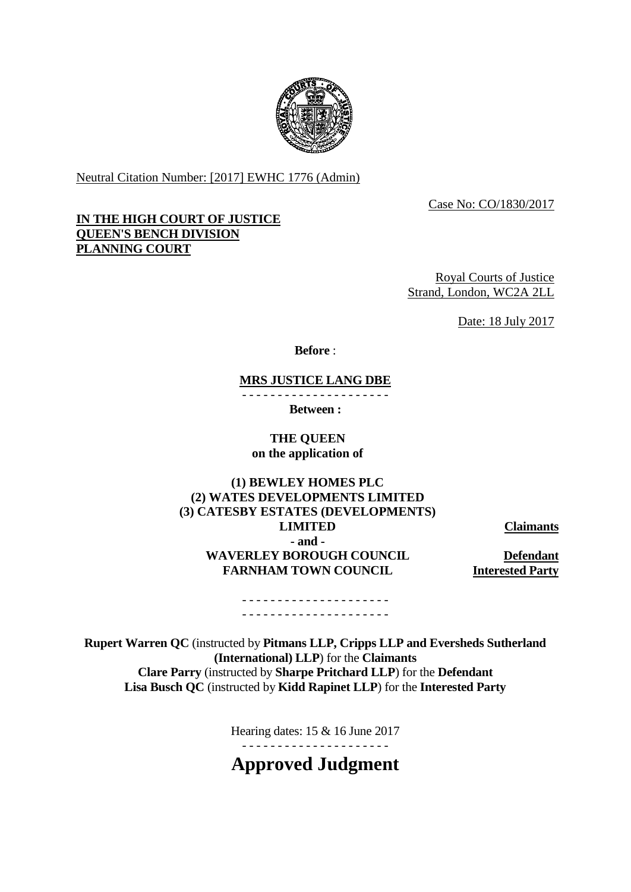Neutral Citation Number: [2017] EWHC 1776 (Admin)

Case No: CO/1830/2017

**IN THE HIGH COURT OF JUSTICE**
**QUEEN'S BENCH DIVISION**
**PLANNING COURT**

Royal Courts of Justice
Strand, London, WC2A 2LL

Date: 18 July 2017

**Before** :

**MRS JUSTICE LANG DBE**

- - - - - - - - - - - - - - - - - - - - -

**Between :**

**THE QUEEN**
**on the application of**

**(1) BEWLEY HOMES PLC**
**(2) WATES DEVELOPMENTS LIMITED**
**(3) CATESBY ESTATES (DEVELOPMENTS) LIMITED** — **Claimants**

**- and -**

**WAVERLEY BOROUGH COUNCIL** — **Defendant**
**FARNHAM TOWN COUNCIL** — **Interested Party**

- - - - - - - - - - - - - - - - - - - - -
- - - - - - - - - - - - - - - - - - - - -

**Rupert Warren QC** (instructed by **Pitmans LLP, Cripps LLP and Eversheds Sutherland (International) LLP**) for the **Claimants**
**Clare Parry** (instructed by **Sharpe Pritchard LLP**) for the **Defendant**
**Lisa Busch QC** (instructed by **Kidd Rapinet LLP**) for the **Interested Party**

Hearing dates: 15 & 16 June 2017

- - - - - - - - - - - - - - - - - - - - -

# Approved Judgment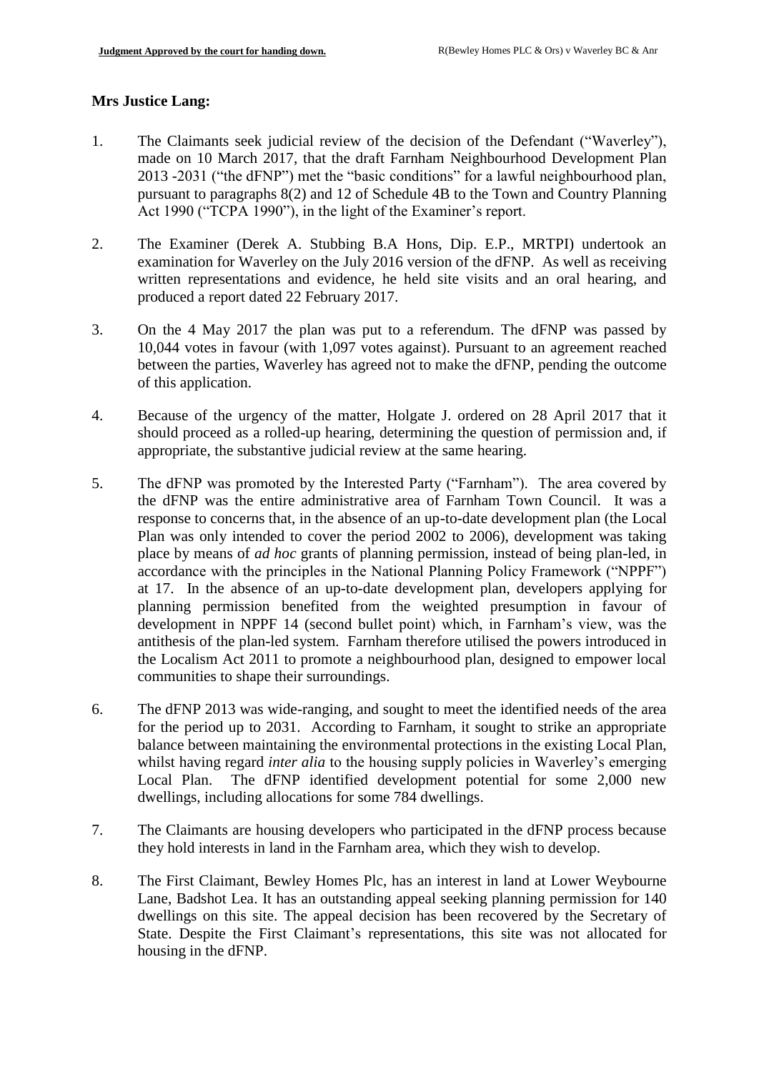**Mrs Justice Lang:**

1. The Claimants seek judicial review of the decision of the Defendant ("Waverley"), made on 10 March 2017, that the draft Farnham Neighbourhood Development Plan 2013 -2031 ("the dFNP") met the "basic conditions" for a lawful neighbourhood plan, pursuant to paragraphs 8(2) and 12 of Schedule 4B to the Town and Country Planning Act 1990 ("TCPA 1990"), in the light of the Examiner's report.

2. The Examiner (Derek A. Stubbing B.A Hons, Dip. E.P., MRTPI) undertook an examination for Waverley on the July 2016 version of the dFNP. As well as receiving written representations and evidence, he held site visits and an oral hearing, and produced a report dated 22 February 2017.

3. On the 4 May 2017 the plan was put to a referendum. The dFNP was passed by 10,044 votes in favour (with 1,097 votes against). Pursuant to an agreement reached between the parties, Waverley has agreed not to make the dFNP, pending the outcome of this application.

4. Because of the urgency of the matter, Holgate J. ordered on 28 April 2017 that it should proceed as a rolled-up hearing, determining the question of permission and, if appropriate, the substantive judicial review at the same hearing.

5. The dFNP was promoted by the Interested Party ("Farnham"). The area covered by the dFNP was the entire administrative area of Farnham Town Council. It was a response to concerns that, in the absence of an up-to-date development plan (the Local Plan was only intended to cover the period 2002 to 2006), development was taking place by means of *ad hoc* grants of planning permission, instead of being plan-led, in accordance with the principles in the National Planning Policy Framework ("NPPF") at 17. In the absence of an up-to-date development plan, developers applying for planning permission benefited from the weighted presumption in favour of development in NPPF 14 (second bullet point) which, in Farnham's view, was the antithesis of the plan-led system. Farnham therefore utilised the powers introduced in the Localism Act 2011 to promote a neighbourhood plan, designed to empower local communities to shape their surroundings.

6. The dFNP 2013 was wide-ranging, and sought to meet the identified needs of the area for the period up to 2031. According to Farnham, it sought to strike an appropriate balance between maintaining the environmental protections in the existing Local Plan, whilst having regard *inter alia* to the housing supply policies in Waverley's emerging Local Plan. The dFNP identified development potential for some 2,000 new dwellings, including allocations for some 784 dwellings.

7. The Claimants are housing developers who participated in the dFNP process because they hold interests in land in the Farnham area, which they wish to develop.

8. The First Claimant, Bewley Homes Plc, has an interest in land at Lower Weybourne Lane, Badshot Lea. It has an outstanding appeal seeking planning permission for 140 dwellings on this site. The appeal decision has been recovered by the Secretary of State. Despite the First Claimant's representations, this site was not allocated for housing in the dFNP.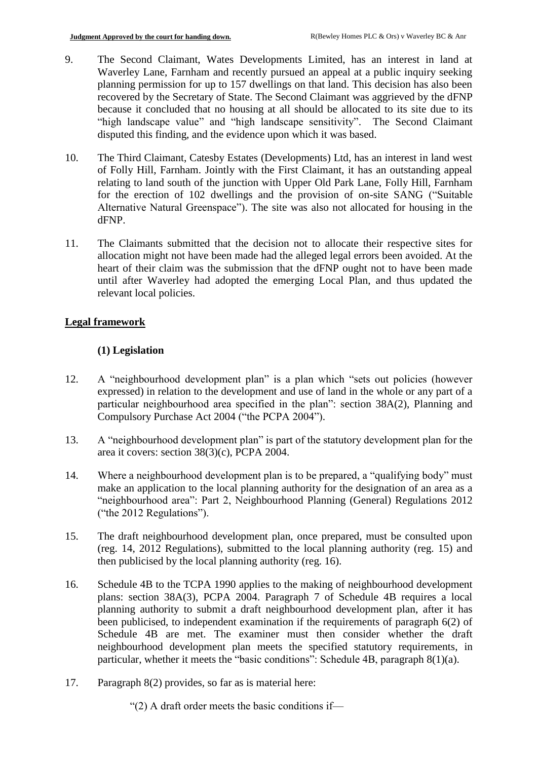9. The Second Claimant, Wates Developments Limited, has an interest in land at Waverley Lane, Farnham and recently pursued an appeal at a public inquiry seeking planning permission for up to 157 dwellings on that land. This decision has also been recovered by the Secretary of State. The Second Claimant was aggrieved by the dFNP because it concluded that no housing at all should be allocated to its site due to its "high landscape value" and "high landscape sensitivity". The Second Claimant disputed this finding, and the evidence upon which it was based.

10. The Third Claimant, Catesby Estates (Developments) Ltd, has an interest in land west of Folly Hill, Farnham. Jointly with the First Claimant, it has an outstanding appeal relating to land south of the junction with Upper Old Park Lane, Folly Hill, Farnham for the erection of 102 dwellings and the provision of on-site SANG ("Suitable Alternative Natural Greenspace"). The site was also not allocated for housing in the dFNP.

11. The Claimants submitted that the decision not to allocate their respective sites for allocation might not have been made had the alleged legal errors been avoided. At the heart of their claim was the submission that the dFNP ought not to have been made until after Waverley had adopted the emerging Local Plan, and thus updated the relevant local policies.

## Legal framework

### (1) Legislation

12. A "neighbourhood development plan" is a plan which "sets out policies (however expressed) in relation to the development and use of land in the whole or any part of a particular neighbourhood area specified in the plan": section 38A(2), Planning and Compulsory Purchase Act 2004 ("the PCPA 2004").

13. A "neighbourhood development plan" is part of the statutory development plan for the area it covers: section 38(3)(c), PCPA 2004.

14. Where a neighbourhood development plan is to be prepared, a "qualifying body" must make an application to the local planning authority for the designation of an area as a "neighbourhood area": Part 2, Neighbourhood Planning (General) Regulations 2012 ("the 2012 Regulations").

15. The draft neighbourhood development plan, once prepared, must be consulted upon (reg. 14, 2012 Regulations), submitted to the local planning authority (reg. 15) and then publicised by the local planning authority (reg. 16).

16. Schedule 4B to the TCPA 1990 applies to the making of neighbourhood development plans: section 38A(3), PCPA 2004. Paragraph 7 of Schedule 4B requires a local planning authority to submit a draft neighbourhood development plan, after it has been publicised, to independent examination if the requirements of paragraph 6(2) of Schedule 4B are met. The examiner must then consider whether the draft neighbourhood development plan meets the specified statutory requirements, in particular, whether it meets the "basic conditions": Schedule 4B, paragraph 8(1)(a).

17. Paragraph 8(2) provides, so far as is material here:

    "(2) A draft order meets the basic conditions if—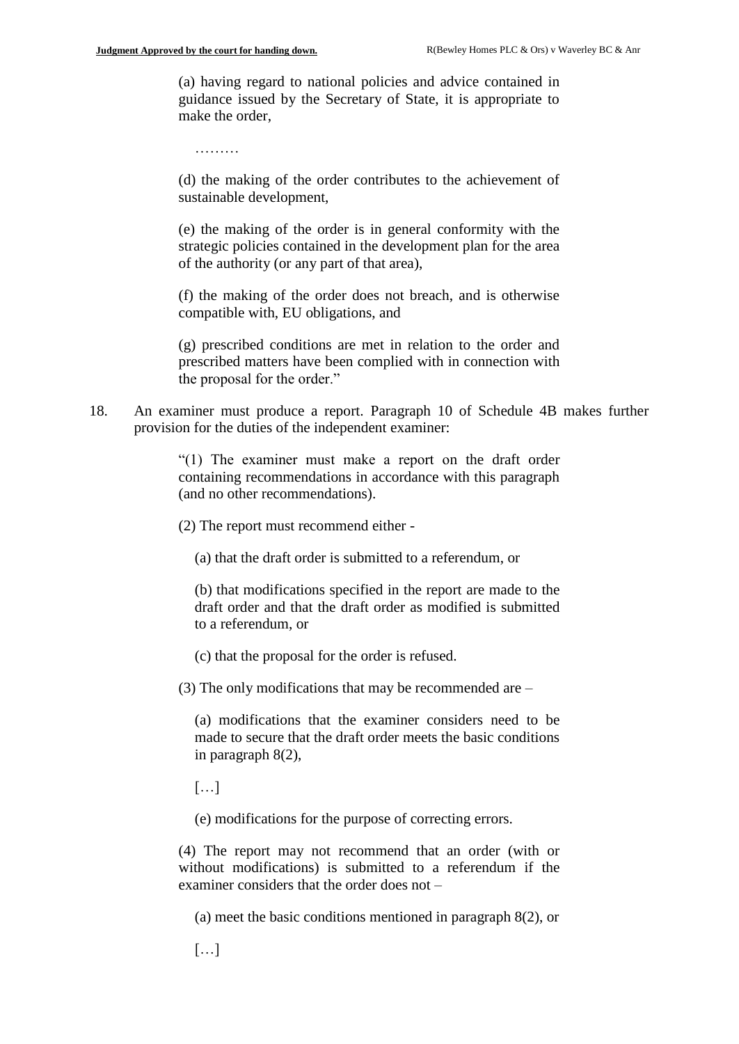> (a) having regard to national policies and advice contained in guidance issued by the Secretary of State, it is appropriate to make the order,
>
> ………
>
> (d) the making of the order contributes to the achievement of sustainable development,
>
> (e) the making of the order is in general conformity with the strategic policies contained in the development plan for the area of the authority (or any part of that area),
>
> (f) the making of the order does not breach, and is otherwise compatible with, EU obligations, and
>
> (g) prescribed conditions are met in relation to the order and prescribed matters have been complied with in connection with the proposal for the order."

18. An examiner must produce a report. Paragraph 10 of Schedule 4B makes further provision for the duties of the independent examiner:

> "(1) The examiner must make a report on the draft order containing recommendations in accordance with this paragraph (and no other recommendations).
>
> (2) The report must recommend either -
>
> (a) that the draft order is submitted to a referendum, or
>
> (b) that modifications specified in the report are made to the draft order and that the draft order as modified is submitted to a referendum, or
>
> (c) that the proposal for the order is refused.
>
> (3) The only modifications that may be recommended are –
>
> (a) modifications that the examiner considers need to be made to secure that the draft order meets the basic conditions in paragraph 8(2),
>
> […]
>
> (e) modifications for the purpose of correcting errors.
>
> (4) The report may not recommend that an order (with or without modifications) is submitted to a referendum if the examiner considers that the order does not –
>
> (a) meet the basic conditions mentioned in paragraph 8(2), or
>
> […]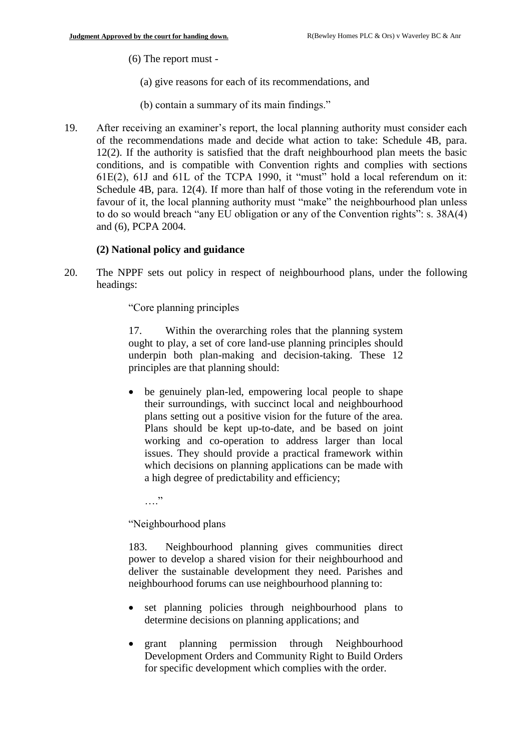(6) The report must -

(a) give reasons for each of its recommendations, and

(b) contain a summary of its main findings."

19. After receiving an examiner's report, the local planning authority must consider each of the recommendations made and decide what action to take: Schedule 4B, para. 12(2). If the authority is satisfied that the draft neighbourhood plan meets the basic conditions, and is compatible with Convention rights and complies with sections 61E(2), 61J and 61L of the TCPA 1990, it "must" hold a local referendum on it: Schedule 4B, para. 12(4). If more than half of those voting in the referendum vote in favour of it, the local planning authority must "make" the neighbourhood plan unless to do so would breach "any EU obligation or any of the Convention rights": s. 38A(4) and (6), PCPA 2004.

**(2) National policy and guidance**

20. The NPPF sets out policy in respect of neighbourhood plans, under the following headings:

> "Core planning principles
>
> 17. Within the overarching roles that the planning system ought to play, a set of core land-use planning principles should underpin both plan-making and decision-taking. These 12 principles are that planning should:
>
> - be genuinely plan-led, empowering local people to shape their surroundings, with succinct local and neighbourhood plans setting out a positive vision for the future of the area. Plans should be kept up-to-date, and be based on joint working and co-operation to address larger than local issues. They should provide a practical framework within which decisions on planning applications can be made with a high degree of predictability and efficiency;
>
> …."
>
> "Neighbourhood plans
>
> 183. Neighbourhood planning gives communities direct power to develop a shared vision for their neighbourhood and deliver the sustainable development they need. Parishes and neighbourhood forums can use neighbourhood planning to:
>
> - set planning policies through neighbourhood plans to determine decisions on planning applications; and
> - grant planning permission through Neighbourhood Development Orders and Community Right to Build Orders for specific development which complies with the order.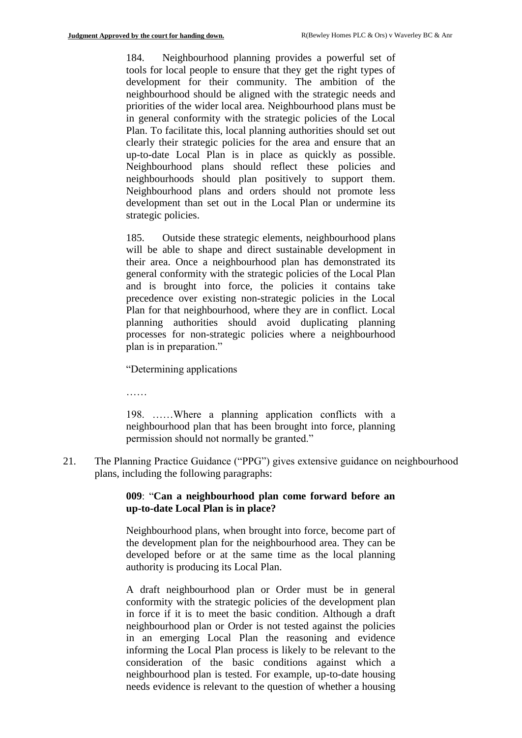> 184. Neighbourhood planning provides a powerful set of tools for local people to ensure that they get the right types of development for their community. The ambition of the neighbourhood should be aligned with the strategic needs and priorities of the wider local area. Neighbourhood plans must be in general conformity with the strategic policies of the Local Plan. To facilitate this, local planning authorities should set out clearly their strategic policies for the area and ensure that an up-to-date Local Plan is in place as quickly as possible. Neighbourhood plans should reflect these policies and neighbourhoods should plan positively to support them. Neighbourhood plans and orders should not promote less development than set out in the Local Plan or undermine its strategic policies.
>
> 185. Outside these strategic elements, neighbourhood plans will be able to shape and direct sustainable development in their area. Once a neighbourhood plan has demonstrated its general conformity with the strategic policies of the Local Plan and is brought into force, the policies it contains take precedence over existing non-strategic policies in the Local Plan for that neighbourhood, where they are in conflict. Local planning authorities should avoid duplicating planning processes for non-strategic policies where a neighbourhood plan is in preparation."
>
> "Determining applications
>
> ……
>
> 198. ……Where a planning application conflicts with a neighbourhood plan that has been brought into force, planning permission should not normally be granted."

21. The Planning Practice Guidance ("PPG") gives extensive guidance on neighbourhood plans, including the following paragraphs:

> **009**: "**Can a neighbourhood plan come forward before an up-to-date Local Plan is in place?**
>
> Neighbourhood plans, when brought into force, become part of the development plan for the neighbourhood area. They can be developed before or at the same time as the local planning authority is producing its Local Plan.
>
> A draft neighbourhood plan or Order must be in general conformity with the strategic policies of the development plan in force if it is to meet the basic condition. Although a draft neighbourhood plan or Order is not tested against the policies in an emerging Local Plan the reasoning and evidence informing the Local Plan process is likely to be relevant to the consideration of the basic conditions against which a neighbourhood plan is tested. For example, up-to-date housing needs evidence is relevant to the question of whether a housing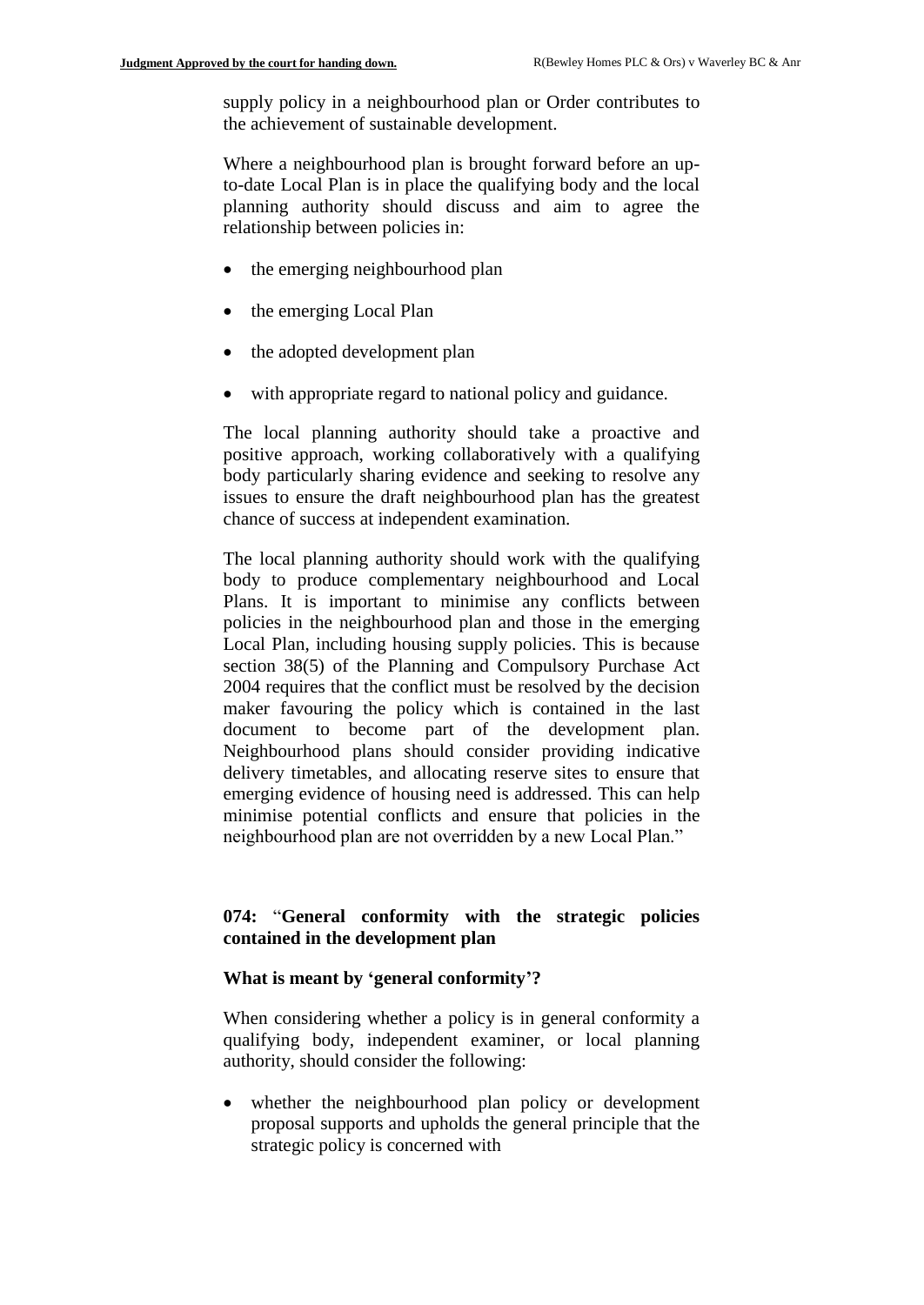supply policy in a neighbourhood plan or Order contributes to the achievement of sustainable development.

Where a neighbourhood plan is brought forward before an up-to-date Local Plan is in place the qualifying body and the local planning authority should discuss and aim to agree the relationship between policies in:

- the emerging neighbourhood plan
- the emerging Local Plan
- the adopted development plan
- with appropriate regard to national policy and guidance.

The local planning authority should take a proactive and positive approach, working collaboratively with a qualifying body particularly sharing evidence and seeking to resolve any issues to ensure the draft neighbourhood plan has the greatest chance of success at independent examination.

The local planning authority should work with the qualifying body to produce complementary neighbourhood and Local Plans. It is important to minimise any conflicts between policies in the neighbourhood plan and those in the emerging Local Plan, including housing supply policies. This is because section 38(5) of the Planning and Compulsory Purchase Act 2004 requires that the conflict must be resolved by the decision maker favouring the policy which is contained in the last document to become part of the development plan. Neighbourhood plans should consider providing indicative delivery timetables, and allocating reserve sites to ensure that emerging evidence of housing need is addressed. This can help minimise potential conflicts and ensure that policies in the neighbourhood plan are not overridden by a new Local Plan."

**074:** "**General conformity with the strategic policies contained in the development plan**

**What is meant by 'general conformity'?**

When considering whether a policy is in general conformity a qualifying body, independent examiner, or local planning authority, should consider the following:

- whether the neighbourhood plan policy or development proposal supports and upholds the general principle that the strategic policy is concerned with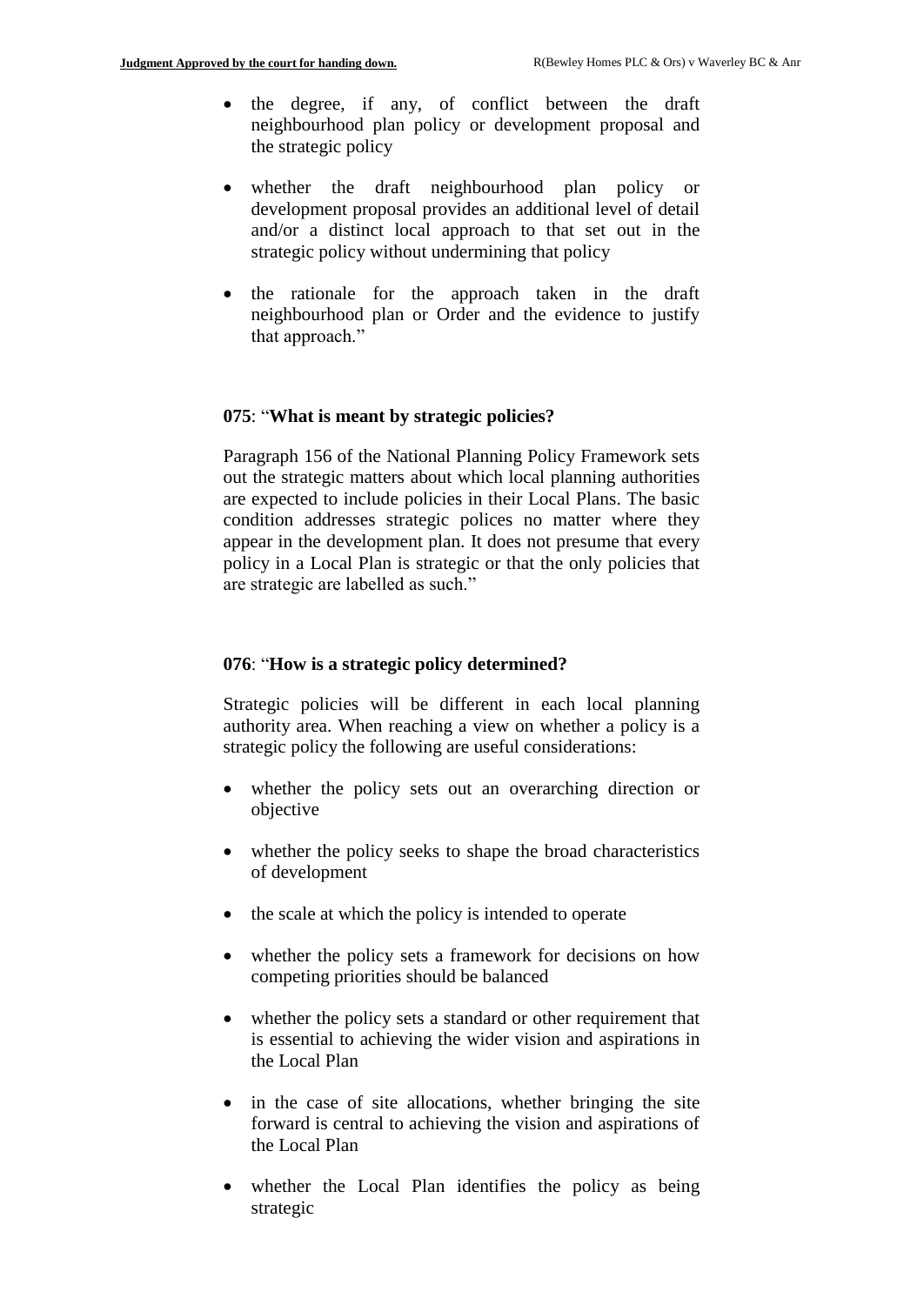- the degree, if any, of conflict between the draft neighbourhood plan policy or development proposal and the strategic policy

- whether the draft neighbourhood plan policy or development proposal provides an additional level of detail and/or a distinct local approach to that set out in the strategic policy without undermining that policy

- the rationale for the approach taken in the draft neighbourhood plan or Order and the evidence to justify that approach."

**075**: "**What is meant by strategic policies?**

Paragraph 156 of the National Planning Policy Framework sets out the strategic matters about which local planning authorities are expected to include policies in their Local Plans. The basic condition addresses strategic polices no matter where they appear in the development plan. It does not presume that every policy in a Local Plan is strategic or that the only policies that are strategic are labelled as such."

**076**: "**How is a strategic policy determined?**

Strategic policies will be different in each local planning authority area. When reaching a view on whether a policy is a strategic policy the following are useful considerations:

- whether the policy sets out an overarching direction or objective

- whether the policy seeks to shape the broad characteristics of development

- the scale at which the policy is intended to operate

- whether the policy sets a framework for decisions on how competing priorities should be balanced

- whether the policy sets a standard or other requirement that is essential to achieving the wider vision and aspirations in the Local Plan

- in the case of site allocations, whether bringing the site forward is central to achieving the vision and aspirations of the Local Plan

- whether the Local Plan identifies the policy as being strategic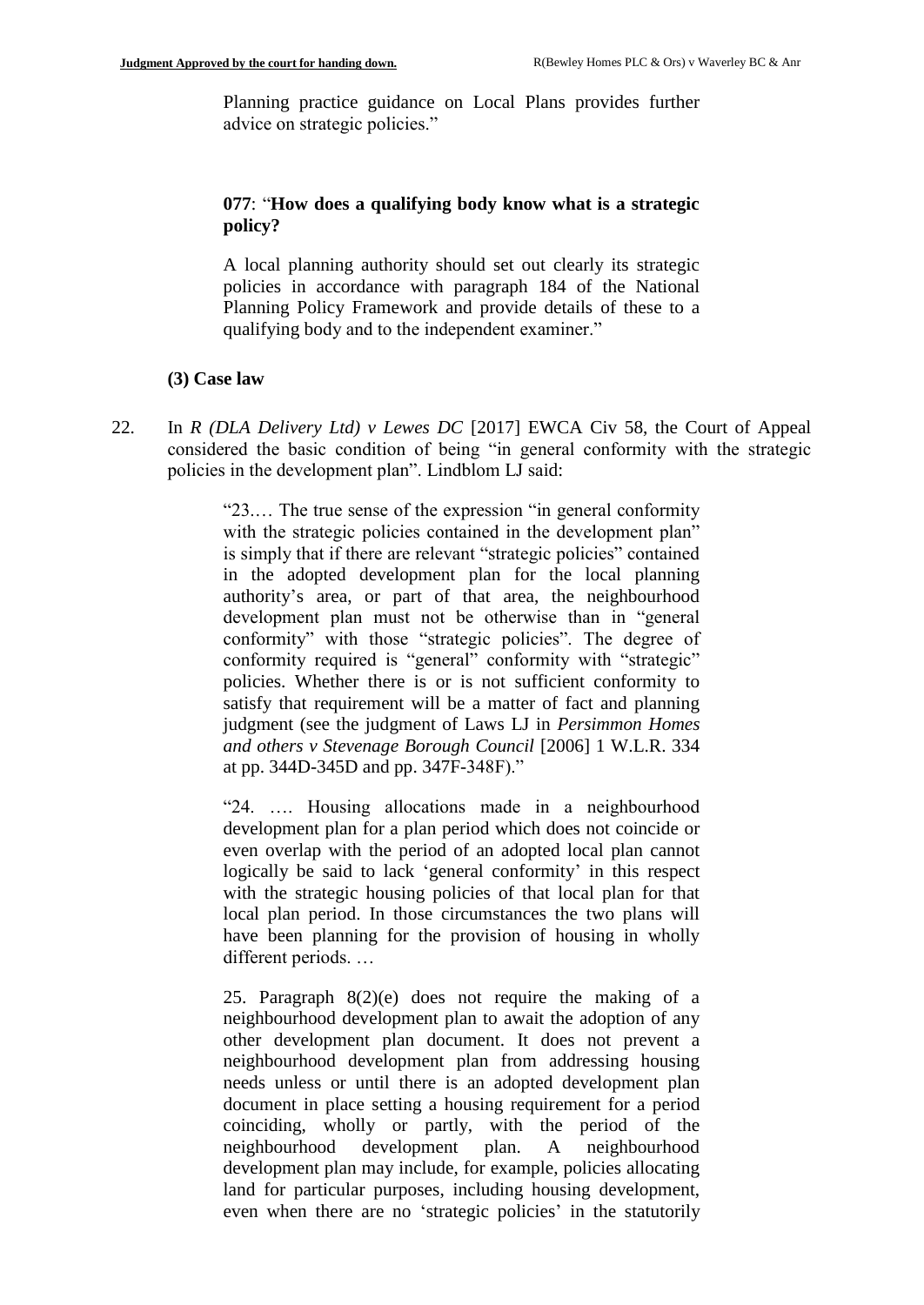Planning practice guidance on Local Plans provides further advice on strategic policies."

**077**: "**How does a qualifying body know what is a strategic policy?**

A local planning authority should set out clearly its strategic policies in accordance with paragraph 184 of the National Planning Policy Framework and provide details of these to a qualifying body and to the independent examiner."

**(3) Case law**

22. In *R (DLA Delivery Ltd) v Lewes DC* [2017] EWCA Civ 58, the Court of Appeal considered the basic condition of being "in general conformity with the strategic policies in the development plan". Lindblom LJ said:

> "23.… The true sense of the expression "in general conformity with the strategic policies contained in the development plan" is simply that if there are relevant "strategic policies" contained in the adopted development plan for the local planning authority's area, or part of that area, the neighbourhood development plan must not be otherwise than in "general conformity" with those "strategic policies". The degree of conformity required is "general" conformity with "strategic" policies. Whether there is or is not sufficient conformity to satisfy that requirement will be a matter of fact and planning judgment (see the judgment of Laws LJ in *Persimmon Homes and others v Stevenage Borough Council* [2006] 1 W.L.R. 334 at pp. 344D-345D and pp. 347F-348F)."
>
> "24. …. Housing allocations made in a neighbourhood development plan for a plan period which does not coincide or even overlap with the period of an adopted local plan cannot logically be said to lack 'general conformity' in this respect with the strategic housing policies of that local plan for that local plan period. In those circumstances the two plans will have been planning for the provision of housing in wholly different periods. …
>
> 25. Paragraph 8(2)(e) does not require the making of a neighbourhood development plan to await the adoption of any other development plan document. It does not prevent a neighbourhood development plan from addressing housing needs unless or until there is an adopted development plan document in place setting a housing requirement for a period coinciding, wholly or partly, with the period of the neighbourhood development plan. A neighbourhood development plan may include, for example, policies allocating land for particular purposes, including housing development, even when there are no 'strategic policies' in the statutorily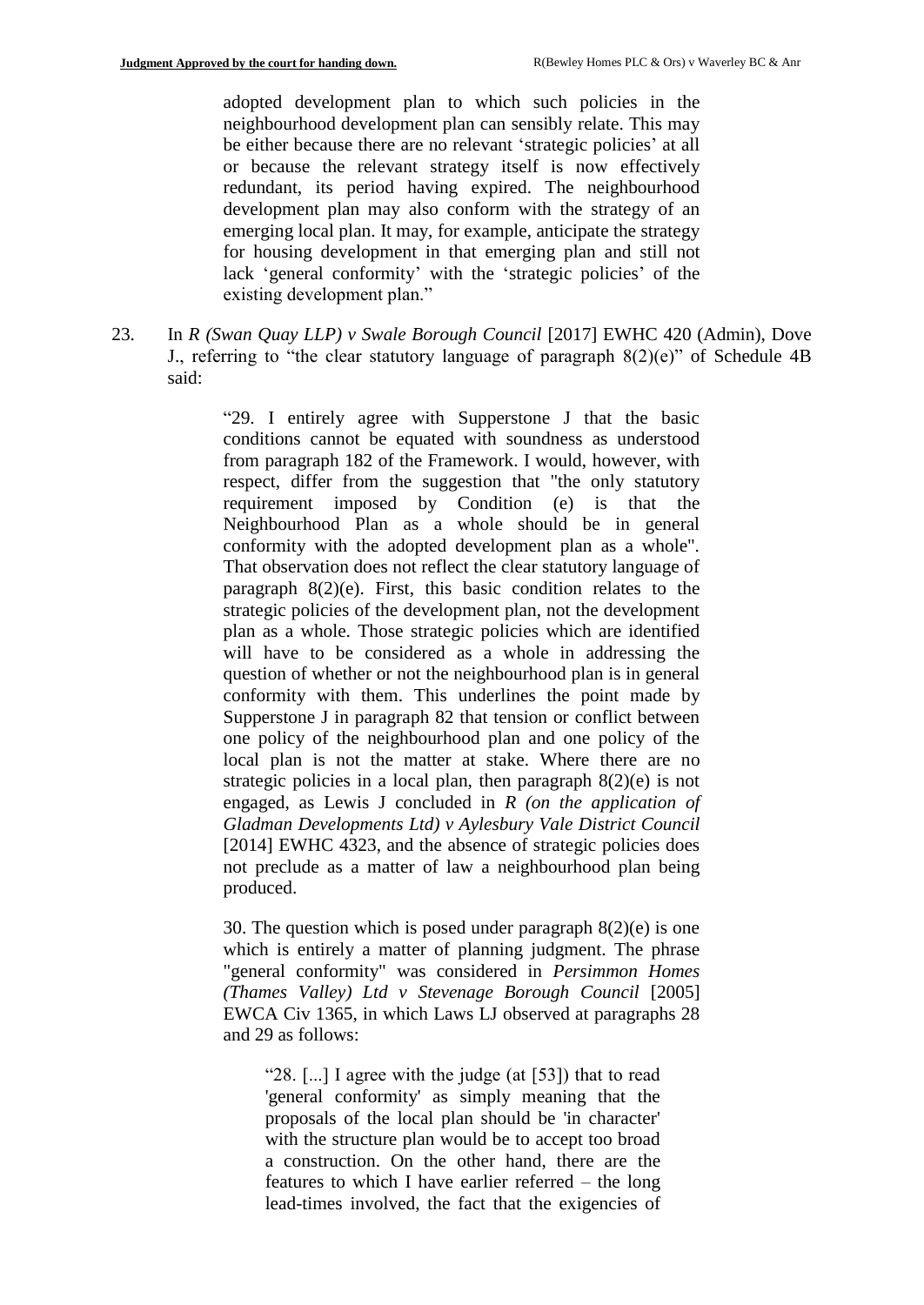> adopted development plan to which such policies in the neighbourhood development plan can sensibly relate. This may be either because there are no relevant 'strategic policies' at all or because the relevant strategy itself is now effectively redundant, its period having expired. The neighbourhood development plan may also conform with the strategy of an emerging local plan. It may, for example, anticipate the strategy for housing development in that emerging plan and still not lack 'general conformity' with the 'strategic policies' of the existing development plan."

23. In *R (Swan Quay LLP) v Swale Borough Council* [2017] EWHC 420 (Admin), Dove J., referring to "the clear statutory language of paragraph 8(2)(e)" of Schedule 4B said:

> "29. I entirely agree with Supperstone J that the basic conditions cannot be equated with soundness as understood from paragraph 182 of the Framework. I would, however, with respect, differ from the suggestion that "the only statutory requirement imposed by Condition (e) is that the Neighbourhood Plan as a whole should be in general conformity with the adopted development plan as a whole". That observation does not reflect the clear statutory language of paragraph 8(2)(e). First, this basic condition relates to the strategic policies of the development plan, not the development plan as a whole. Those strategic policies which are identified will have to be considered as a whole in addressing the question of whether or not the neighbourhood plan is in general conformity with them. This underlines the point made by Supperstone J in paragraph 82 that tension or conflict between one policy of the neighbourhood plan and one policy of the local plan is not the matter at stake. Where there are no strategic policies in a local plan, then paragraph 8(2)(e) is not engaged, as Lewis J concluded in *R (on the application of Gladman Developments Ltd) v Aylesbury Vale District Council* [2014] EWHC 4323, and the absence of strategic policies does not preclude as a matter of law a neighbourhood plan being produced.
>
> 30. The question which is posed under paragraph 8(2)(e) is one which is entirely a matter of planning judgment. The phrase "general conformity" was considered in *Persimmon Homes (Thames Valley) Ltd v Stevenage Borough Council* [2005] EWCA Civ 1365, in which Laws LJ observed at paragraphs 28 and 29 as follows:
>
> > "28. [...] I agree with the judge (at [53]) that to read 'general conformity' as simply meaning that the proposals of the local plan should be 'in character' with the structure plan would be to accept too broad a construction. On the other hand, there are the features to which I have earlier referred – the long lead-times involved, the fact that the exigencies of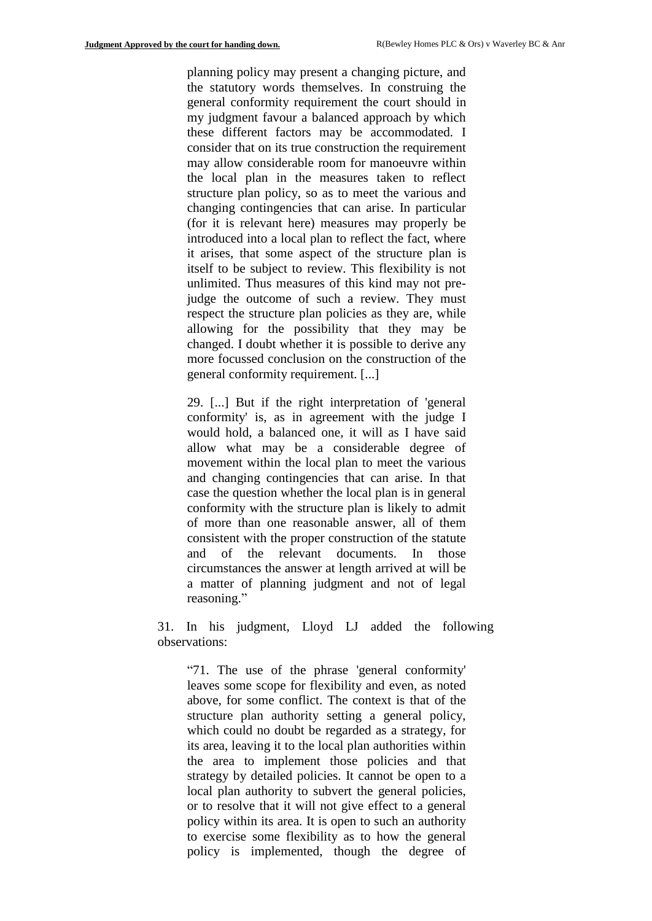planning policy may present a changing picture, and the statutory words themselves. In construing the general conformity requirement the court should in my judgment favour a balanced approach by which these different factors may be accommodated. I consider that on its true construction the requirement may allow considerable room for manoeuvre within the local plan in the measures taken to reflect structure plan policy, so as to meet the various and changing contingencies that can arise. In particular (for it is relevant here) measures may properly be introduced into a local plan to reflect the fact, where it arises, that some aspect of the structure plan is itself to be subject to review. This flexibility is not unlimited. Thus measures of this kind may not pre-judge the outcome of such a review. They must respect the structure plan policies as they are, while allowing for the possibility that they may be changed. I doubt whether it is possible to derive any more focussed conclusion on the construction of the general conformity requirement. [...]

> 29. [...] But if the right interpretation of 'general conformity' is, as in agreement with the judge I would hold, a balanced one, it will as I have said allow what may be a considerable degree of movement within the local plan to meet the various and changing contingencies that can arise. In that case the question whether the local plan is in general conformity with the structure plan is likely to admit of more than one reasonable answer, all of them consistent with the proper construction of the statute and of the relevant documents. In those circumstances the answer at length arrived at will be a matter of planning judgment and not of legal reasoning."

31. In his judgment, Lloyd LJ added the following observations:

> "71. The use of the phrase 'general conformity' leaves some scope for flexibility and even, as noted above, for some conflict. The context is that of the structure plan authority setting a general policy, which could no doubt be regarded as a strategy, for its area, leaving it to the local plan authorities within the area to implement those policies and that strategy by detailed policies. It cannot be open to a local plan authority to subvert the general policies, or to resolve that it will not give effect to a general policy within its area. It is open to such an authority to exercise some flexibility as to how the general policy is implemented, though the degree of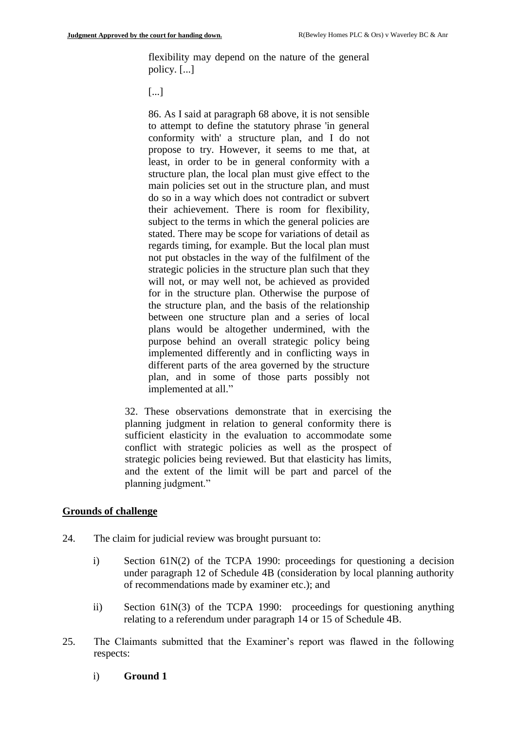flexibility may depend on the nature of the general policy. [...]

[...]

86. As I said at paragraph 68 above, it is not sensible to attempt to define the statutory phrase 'in general conformity with' a structure plan, and I do not propose to try. However, it seems to me that, at least, in order to be in general conformity with a structure plan, the local plan must give effect to the main policies set out in the structure plan, and must do so in a way which does not contradict or subvert their achievement. There is room for flexibility, subject to the terms in which the general policies are stated. There may be scope for variations of detail as regards timing, for example. But the local plan must not put obstacles in the way of the fulfilment of the strategic policies in the structure plan such that they will not, or may well not, be achieved as provided for in the structure plan. Otherwise the purpose of the structure plan, and the basis of the relationship between one structure plan and a series of local plans would be altogether undermined, with the purpose behind an overall strategic policy being implemented differently and in conflicting ways in different parts of the area governed by the structure plan, and in some of those parts possibly not implemented at all."

32. These observations demonstrate that in exercising the planning judgment in relation to general conformity there is sufficient elasticity in the evaluation to accommodate some conflict with strategic policies as well as the prospect of strategic policies being reviewed. But that elasticity has limits, and the extent of the limit will be part and parcel of the planning judgment."

## Grounds of challenge

24. The claim for judicial review was brought pursuant to:

    i) Section 61N(2) of the TCPA 1990: proceedings for questioning a decision under paragraph 12 of Schedule 4B (consideration by local planning authority of recommendations made by examiner etc.); and

    ii) Section 61N(3) of the TCPA 1990: proceedings for questioning anything relating to a referendum under paragraph 14 or 15 of Schedule 4B.

25. The Claimants submitted that the Examiner's report was flawed in the following respects:

    i) **Ground 1**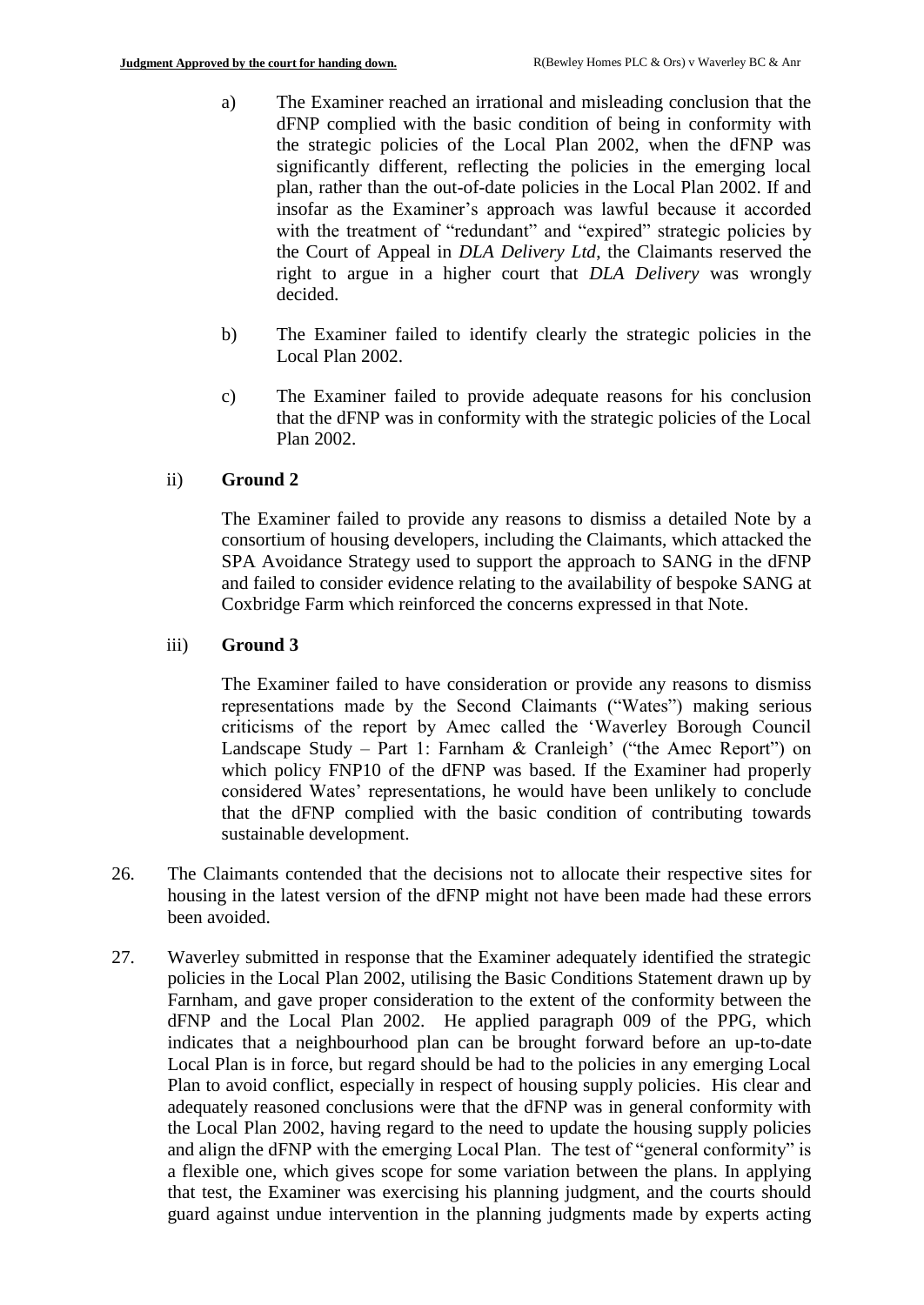a) The Examiner reached an irrational and misleading conclusion that the dFNP complied with the basic condition of being in conformity with the strategic policies of the Local Plan 2002, when the dFNP was significantly different, reflecting the policies in the emerging local plan, rather than the out-of-date policies in the Local Plan 2002. If and insofar as the Examiner's approach was lawful because it accorded with the treatment of "redundant" and "expired" strategic policies by the Court of Appeal in *DLA Delivery Ltd*, the Claimants reserved the right to argue in a higher court that *DLA Delivery* was wrongly decided.

b) The Examiner failed to identify clearly the strategic policies in the Local Plan 2002.

c) The Examiner failed to provide adequate reasons for his conclusion that the dFNP was in conformity with the strategic policies of the Local Plan 2002.

ii) **Ground 2**

The Examiner failed to provide any reasons to dismiss a detailed Note by a consortium of housing developers, including the Claimants, which attacked the SPA Avoidance Strategy used to support the approach to SANG in the dFNP and failed to consider evidence relating to the availability of bespoke SANG at Coxbridge Farm which reinforced the concerns expressed in that Note.

iii) **Ground 3**

The Examiner failed to have consideration or provide any reasons to dismiss representations made by the Second Claimants ("Wates") making serious criticisms of the report by Amec called the 'Waverley Borough Council Landscape Study – Part 1: Farnham & Cranleigh' ("the Amec Report") on which policy FNP10 of the dFNP was based. If the Examiner had properly considered Wates' representations, he would have been unlikely to conclude that the dFNP complied with the basic condition of contributing towards sustainable development.

26. The Claimants contended that the decisions not to allocate their respective sites for housing in the latest version of the dFNP might not have been made had these errors been avoided.

27. Waverley submitted in response that the Examiner adequately identified the strategic policies in the Local Plan 2002, utilising the Basic Conditions Statement drawn up by Farnham, and gave proper consideration to the extent of the conformity between the dFNP and the Local Plan 2002. He applied paragraph 009 of the PPG, which indicates that a neighbourhood plan can be brought forward before an up-to-date Local Plan is in force, but regard should be had to the policies in any emerging Local Plan to avoid conflict, especially in respect of housing supply policies. His clear and adequately reasoned conclusions were that the dFNP was in general conformity with the Local Plan 2002, having regard to the need to update the housing supply policies and align the dFNP with the emerging Local Plan. The test of "general conformity" is a flexible one, which gives scope for some variation between the plans. In applying that test, the Examiner was exercising his planning judgment, and the courts should guard against undue intervention in the planning judgments made by experts acting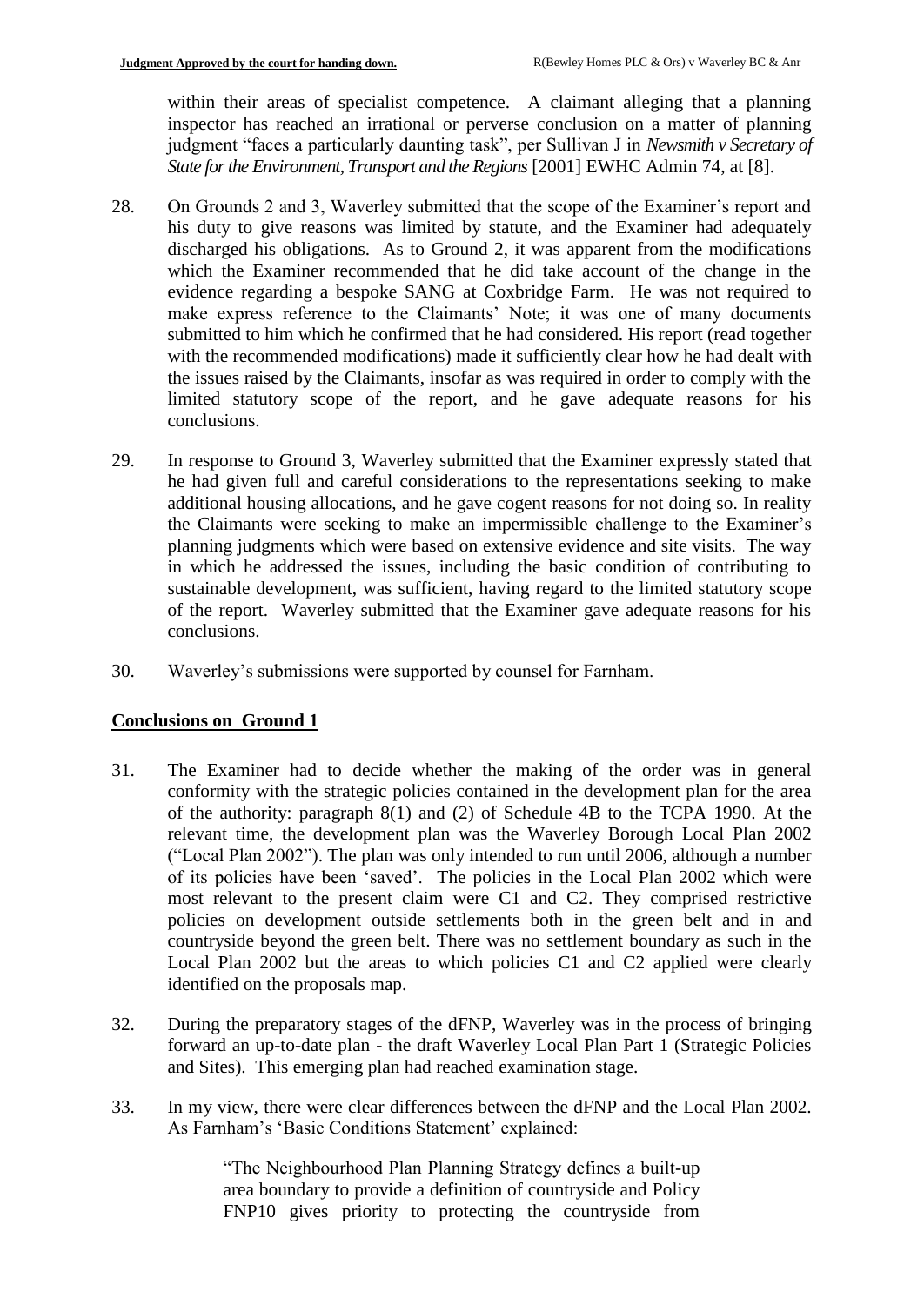within their areas of specialist competence. A claimant alleging that a planning inspector has reached an irrational or perverse conclusion on a matter of planning judgment "faces a particularly daunting task", per Sullivan J in *Newsmith v Secretary of State for the Environment, Transport and the Regions* [2001] EWHC Admin 74, at [8].

28. On Grounds 2 and 3, Waverley submitted that the scope of the Examiner's report and his duty to give reasons was limited by statute, and the Examiner had adequately discharged his obligations. As to Ground 2, it was apparent from the modifications which the Examiner recommended that he did take account of the change in the evidence regarding a bespoke SANG at Coxbridge Farm. He was not required to make express reference to the Claimants' Note; it was one of many documents submitted to him which he confirmed that he had considered. His report (read together with the recommended modifications) made it sufficiently clear how he had dealt with the issues raised by the Claimants, insofar as was required in order to comply with the limited statutory scope of the report, and he gave adequate reasons for his conclusions.

29. In response to Ground 3, Waverley submitted that the Examiner expressly stated that he had given full and careful considerations to the representations seeking to make additional housing allocations, and he gave cogent reasons for not doing so. In reality the Claimants were seeking to make an impermissible challenge to the Examiner's planning judgments which were based on extensive evidence and site visits. The way in which he addressed the issues, including the basic condition of contributing to sustainable development, was sufficient, having regard to the limited statutory scope of the report. Waverley submitted that the Examiner gave adequate reasons for his conclusions.

30. Waverley's submissions were supported by counsel for Farnham.

## **Conclusions on Ground 1**

31. The Examiner had to decide whether the making of the order was in general conformity with the strategic policies contained in the development plan for the area of the authority: paragraph 8(1) and (2) of Schedule 4B to the TCPA 1990. At the relevant time, the development plan was the Waverley Borough Local Plan 2002 ("Local Plan 2002"). The plan was only intended to run until 2006, although a number of its policies have been 'saved'. The policies in the Local Plan 2002 which were most relevant to the present claim were C1 and C2. They comprised restrictive policies on development outside settlements both in the green belt and in and countryside beyond the green belt. There was no settlement boundary as such in the Local Plan 2002 but the areas to which policies C1 and C2 applied were clearly identified on the proposals map.

32. During the preparatory stages of the dFNP, Waverley was in the process of bringing forward an up-to-date plan - the draft Waverley Local Plan Part 1 (Strategic Policies and Sites). This emerging plan had reached examination stage.

33. In my view, there were clear differences between the dFNP and the Local Plan 2002. As Farnham's 'Basic Conditions Statement' explained:

> "The Neighbourhood Plan Planning Strategy defines a built-up area boundary to provide a definition of countryside and Policy FNP10 gives priority to protecting the countryside from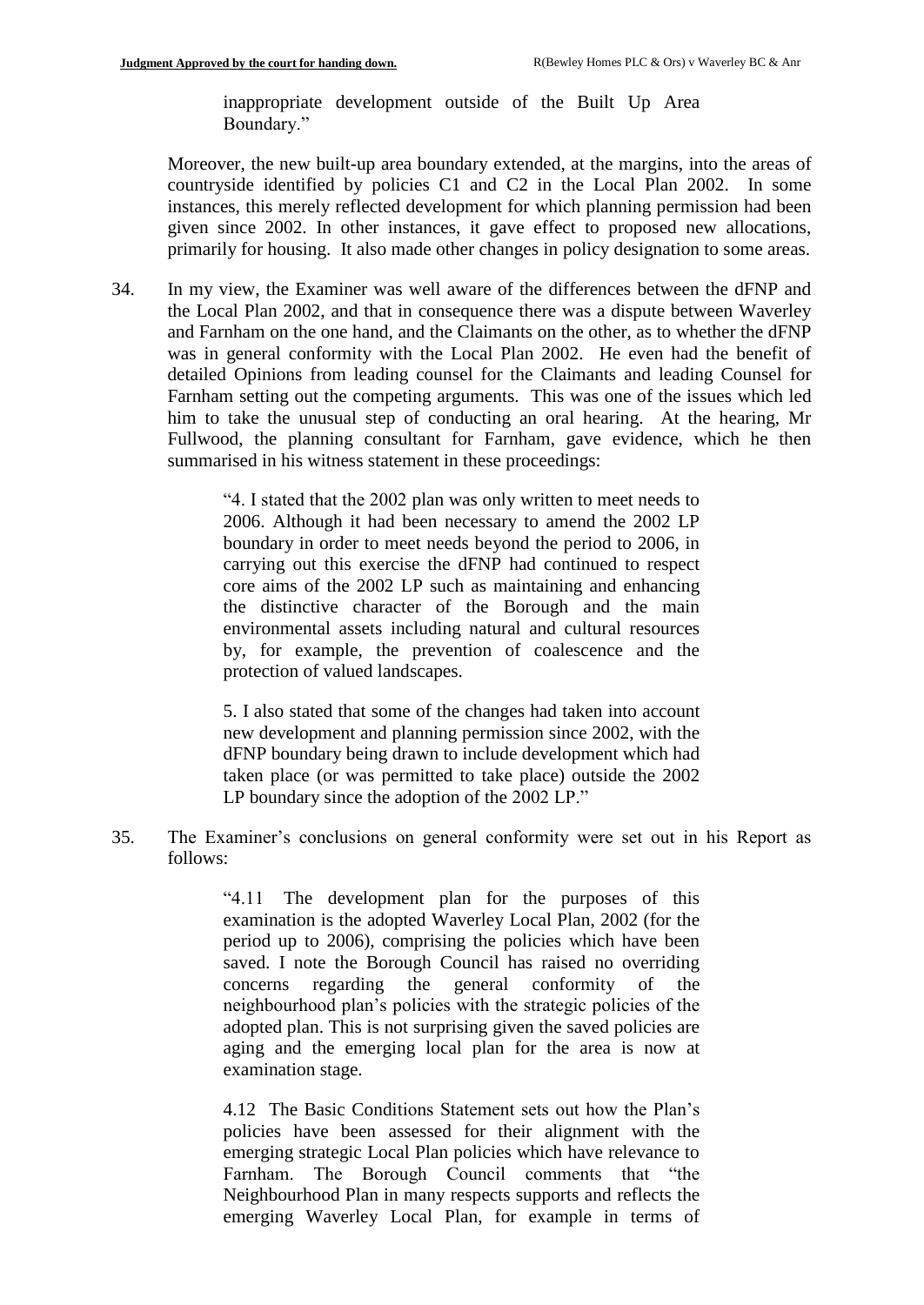inappropriate development outside of the Built Up Area Boundary."

Moreover, the new built-up area boundary extended, at the margins, into the areas of countryside identified by policies C1 and C2 in the Local Plan 2002. In some instances, this merely reflected development for which planning permission had been given since 2002. In other instances, it gave effect to proposed new allocations, primarily for housing. It also made other changes in policy designation to some areas.

34. In my view, the Examiner was well aware of the differences between the dFNP and the Local Plan 2002, and that in consequence there was a dispute between Waverley and Farnham on the one hand, and the Claimants on the other, as to whether the dFNP was in general conformity with the Local Plan 2002. He even had the benefit of detailed Opinions from leading counsel for the Claimants and leading Counsel for Farnham setting out the competing arguments. This was one of the issues which led him to take the unusual step of conducting an oral hearing. At the hearing, Mr Fullwood, the planning consultant for Farnham, gave evidence, which he then summarised in his witness statement in these proceedings:

> "4. I stated that the 2002 plan was only written to meet needs to 2006. Although it had been necessary to amend the 2002 LP boundary in order to meet needs beyond the period to 2006, in carrying out this exercise the dFNP had continued to respect core aims of the 2002 LP such as maintaining and enhancing the distinctive character of the Borough and the main environmental assets including natural and cultural resources by, for example, the prevention of coalescence and the protection of valued landscapes.
>
> 5. I also stated that some of the changes had taken into account new development and planning permission since 2002, with the dFNP boundary being drawn to include development which had taken place (or was permitted to take place) outside the 2002 LP boundary since the adoption of the 2002 LP."

35. The Examiner's conclusions on general conformity were set out in his Report as follows:

> "4.11 The development plan for the purposes of this examination is the adopted Waverley Local Plan, 2002 (for the period up to 2006), comprising the policies which have been saved. I note the Borough Council has raised no overriding concerns regarding the general conformity of the neighbourhood plan's policies with the strategic policies of the adopted plan. This is not surprising given the saved policies are aging and the emerging local plan for the area is now at examination stage.
>
> 4.12 The Basic Conditions Statement sets out how the Plan's policies have been assessed for their alignment with the emerging strategic Local Plan policies which have relevance to Farnham. The Borough Council comments that "the Neighbourhood Plan in many respects supports and reflects the emerging Waverley Local Plan, for example in terms of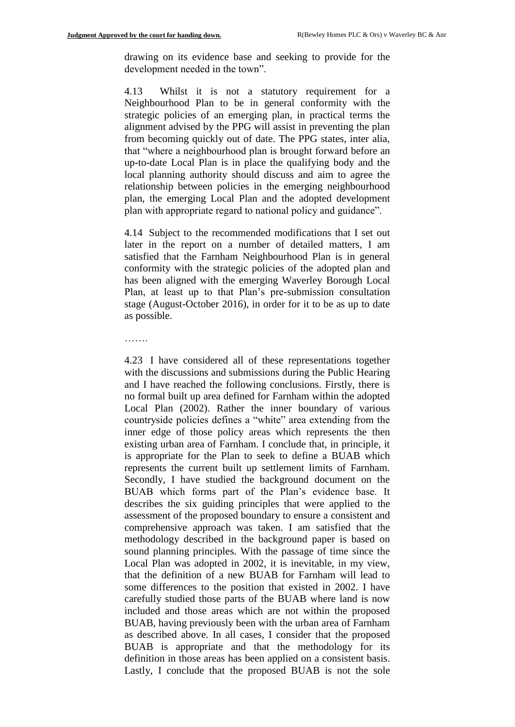drawing on its evidence base and seeking to provide for the development needed in the town".

4.13 Whilst it is not a statutory requirement for a Neighbourhood Plan to be in general conformity with the strategic policies of an emerging plan, in practical terms the alignment advised by the PPG will assist in preventing the plan from becoming quickly out of date. The PPG states, inter alia, that "where a neighbourhood plan is brought forward before an up-to-date Local Plan is in place the qualifying body and the local planning authority should discuss and aim to agree the relationship between policies in the emerging neighbourhood plan, the emerging Local Plan and the adopted development plan with appropriate regard to national policy and guidance".

4.14 Subject to the recommended modifications that I set out later in the report on a number of detailed matters, I am satisfied that the Farnham Neighbourhood Plan is in general conformity with the strategic policies of the adopted plan and has been aligned with the emerging Waverley Borough Local Plan, at least up to that Plan's pre-submission consultation stage (August-October 2016), in order for it to be as up to date as possible.

…….

4.23 I have considered all of these representations together with the discussions and submissions during the Public Hearing and I have reached the following conclusions. Firstly, there is no formal built up area defined for Farnham within the adopted Local Plan (2002). Rather the inner boundary of various countryside policies defines a "white" area extending from the inner edge of those policy areas which represents the then existing urban area of Farnham. I conclude that, in principle, it is appropriate for the Plan to seek to define a BUAB which represents the current built up settlement limits of Farnham. Secondly, I have studied the background document on the BUAB which forms part of the Plan's evidence base. It describes the six guiding principles that were applied to the assessment of the proposed boundary to ensure a consistent and comprehensive approach was taken. I am satisfied that the methodology described in the background paper is based on sound planning principles. With the passage of time since the Local Plan was adopted in 2002, it is inevitable, in my view, that the definition of a new BUAB for Farnham will lead to some differences to the position that existed in 2002. I have carefully studied those parts of the BUAB where land is now included and those areas which are not within the proposed BUAB, having previously been with the urban area of Farnham as described above. In all cases, I consider that the proposed BUAB is appropriate and that the methodology for its definition in those areas has been applied on a consistent basis. Lastly, I conclude that the proposed BUAB is not the sole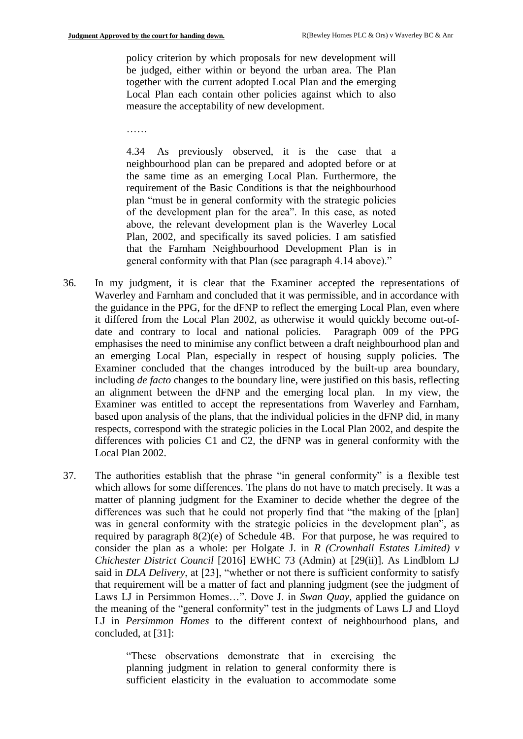> policy criterion by which proposals for new development will be judged, either within or beyond the urban area. The Plan together with the current adopted Local Plan and the emerging Local Plan each contain other policies against which to also measure the acceptability of new development.
>
> ……
>
> 4.34 As previously observed, it is the case that a neighbourhood plan can be prepared and adopted before or at the same time as an emerging Local Plan. Furthermore, the requirement of the Basic Conditions is that the neighbourhood plan "must be in general conformity with the strategic policies of the development plan for the area". In this case, as noted above, the relevant development plan is the Waverley Local Plan, 2002, and specifically its saved policies. I am satisfied that the Farnham Neighbourhood Development Plan is in general conformity with that Plan (see paragraph 4.14 above)."

36. In my judgment, it is clear that the Examiner accepted the representations of Waverley and Farnham and concluded that it was permissible, and in accordance with the guidance in the PPG, for the dFNP to reflect the emerging Local Plan, even where it differed from the Local Plan 2002, as otherwise it would quickly become out-of-date and contrary to local and national policies. Paragraph 009 of the PPG emphasises the need to minimise any conflict between a draft neighbourhood plan and an emerging Local Plan, especially in respect of housing supply policies. The Examiner concluded that the changes introduced by the built-up area boundary, including *de facto* changes to the boundary line, were justified on this basis, reflecting an alignment between the dFNP and the emerging local plan. In my view, the Examiner was entitled to accept the representations from Waverley and Farnham, based upon analysis of the plans, that the individual policies in the dFNP did, in many respects, correspond with the strategic policies in the Local Plan 2002, and despite the differences with policies C1 and C2, the dFNP was in general conformity with the Local Plan 2002.

37. The authorities establish that the phrase "in general conformity" is a flexible test which allows for some differences. The plans do not have to match precisely. It was a matter of planning judgment for the Examiner to decide whether the degree of the differences was such that he could not properly find that "the making of the [plan] was in general conformity with the strategic policies in the development plan", as required by paragraph 8(2)(e) of Schedule 4B. For that purpose, he was required to consider the plan as a whole: per Holgate J. in *R (Crownhall Estates Limited) v Chichester District Council* [2016] EWHC 73 (Admin) at [29(ii)]. As Lindblom LJ said in *DLA Delivery*, at [23], "whether or not there is sufficient conformity to satisfy that requirement will be a matter of fact and planning judgment (see the judgment of Laws LJ in Persimmon Homes…". Dove J. in *Swan Quay*, applied the guidance on the meaning of the "general conformity" test in the judgments of Laws LJ and Lloyd LJ in *Persimmon Homes* to the different context of neighbourhood plans, and concluded, at [31]:

> "These observations demonstrate that in exercising the planning judgment in relation to general conformity there is sufficient elasticity in the evaluation to accommodate some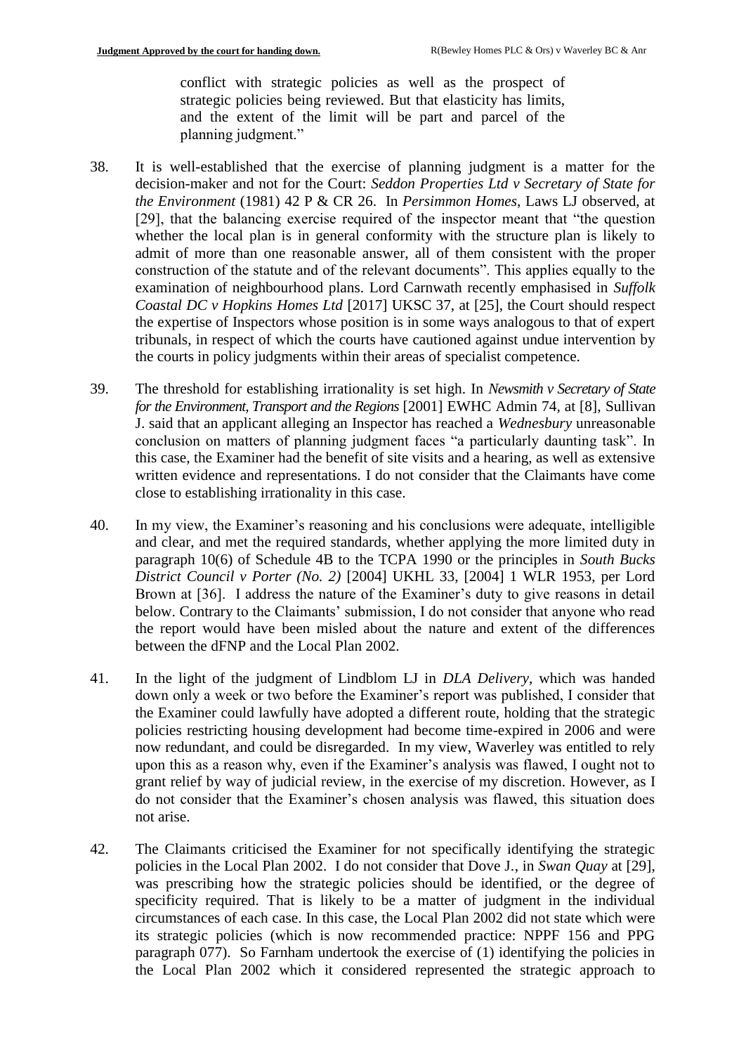> conflict with strategic policies as well as the prospect of strategic policies being reviewed. But that elasticity has limits, and the extent of the limit will be part and parcel of the planning judgment."

38. It is well-established that the exercise of planning judgment is a matter for the decision-maker and not for the Court: *Seddon Properties Ltd v Secretary of State for the Environment* (1981) 42 P & CR 26. In *Persimmon Homes*, Laws LJ observed, at [29], that the balancing exercise required of the inspector meant that "the question whether the local plan is in general conformity with the structure plan is likely to admit of more than one reasonable answer, all of them consistent with the proper construction of the statute and of the relevant documents". This applies equally to the examination of neighbourhood plans. Lord Carnwath recently emphasised in *Suffolk Coastal DC v Hopkins Homes Ltd* [2017] UKSC 37, at [25], the Court should respect the expertise of Inspectors whose position is in some ways analogous to that of expert tribunals, in respect of which the courts have cautioned against undue intervention by the courts in policy judgments within their areas of specialist competence.

39. The threshold for establishing irrationality is set high. In *Newsmith v Secretary of State for the Environment, Transport and the Regions* [2001] EWHC Admin 74, at [8], Sullivan J. said that an applicant alleging an Inspector has reached a *Wednesbury* unreasonable conclusion on matters of planning judgment faces "a particularly daunting task". In this case, the Examiner had the benefit of site visits and a hearing, as well as extensive written evidence and representations. I do not consider that the Claimants have come close to establishing irrationality in this case.

40. In my view, the Examiner's reasoning and his conclusions were adequate, intelligible and clear, and met the required standards, whether applying the more limited duty in paragraph 10(6) of Schedule 4B to the TCPA 1990 or the principles in *South Bucks District Council v Porter (No. 2)* [2004] UKHL 33, [2004] 1 WLR 1953, per Lord Brown at [36]. I address the nature of the Examiner's duty to give reasons in detail below. Contrary to the Claimants' submission, I do not consider that anyone who read the report would have been misled about the nature and extent of the differences between the dFNP and the Local Plan 2002.

41. In the light of the judgment of Lindblom LJ in *DLA Delivery*, which was handed down only a week or two before the Examiner's report was published, I consider that the Examiner could lawfully have adopted a different route, holding that the strategic policies restricting housing development had become time-expired in 2006 and were now redundant, and could be disregarded. In my view, Waverley was entitled to rely upon this as a reason why, even if the Examiner's analysis was flawed, I ought not to grant relief by way of judicial review, in the exercise of my discretion. However, as I do not consider that the Examiner's chosen analysis was flawed, this situation does not arise.

42. The Claimants criticised the Examiner for not specifically identifying the strategic policies in the Local Plan 2002. I do not consider that Dove J., in *Swan Quay* at [29], was prescribing how the strategic policies should be identified, or the degree of specificity required. That is likely to be a matter of judgment in the individual circumstances of each case. In this case, the Local Plan 2002 did not state which were its strategic policies (which is now recommended practice: NPPF 156 and PPG paragraph 077). So Farnham undertook the exercise of (1) identifying the policies in the Local Plan 2002 which it considered represented the strategic approach to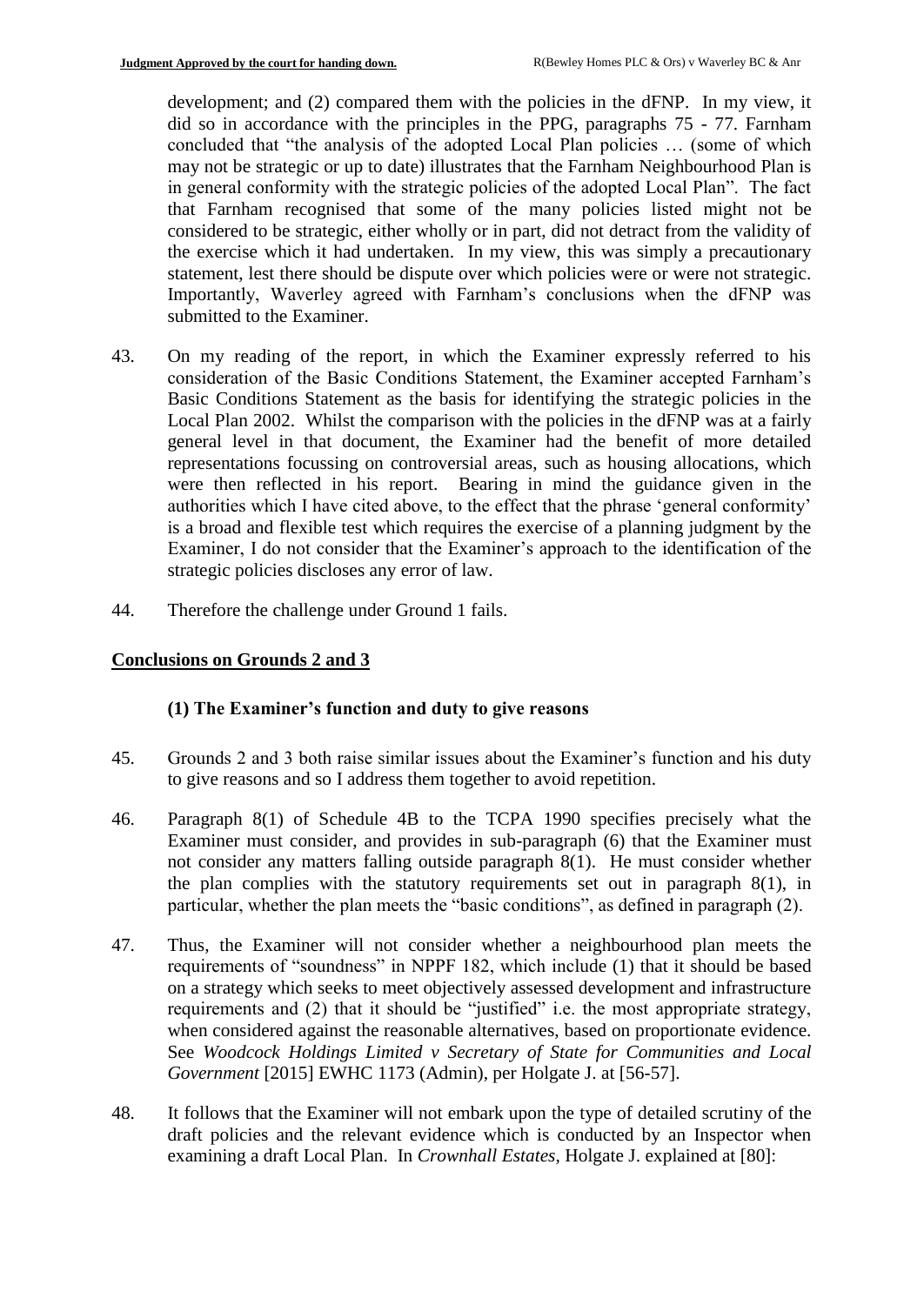development; and (2) compared them with the policies in the dFNP. In my view, it did so in accordance with the principles in the PPG, paragraphs 75 - 77. Farnham concluded that "the analysis of the adopted Local Plan policies … (some of which may not be strategic or up to date) illustrates that the Farnham Neighbourhood Plan is in general conformity with the strategic policies of the adopted Local Plan". The fact that Farnham recognised that some of the many policies listed might not be considered to be strategic, either wholly or in part, did not detract from the validity of the exercise which it had undertaken. In my view, this was simply a precautionary statement, lest there should be dispute over which policies were or were not strategic. Importantly, Waverley agreed with Farnham's conclusions when the dFNP was submitted to the Examiner.

43. On my reading of the report, in which the Examiner expressly referred to his consideration of the Basic Conditions Statement, the Examiner accepted Farnham's Basic Conditions Statement as the basis for identifying the strategic policies in the Local Plan 2002. Whilst the comparison with the policies in the dFNP was at a fairly general level in that document, the Examiner had the benefit of more detailed representations focussing on controversial areas, such as housing allocations, which were then reflected in his report. Bearing in mind the guidance given in the authorities which I have cited above, to the effect that the phrase 'general conformity' is a broad and flexible test which requires the exercise of a planning judgment by the Examiner, I do not consider that the Examiner's approach to the identification of the strategic policies discloses any error of law.

44. Therefore the challenge under Ground 1 fails.

## Conclusions on Grounds 2 and 3

### (1) The Examiner's function and duty to give reasons

45. Grounds 2 and 3 both raise similar issues about the Examiner's function and his duty to give reasons and so I address them together to avoid repetition.

46. Paragraph 8(1) of Schedule 4B to the TCPA 1990 specifies precisely what the Examiner must consider, and provides in sub-paragraph (6) that the Examiner must not consider any matters falling outside paragraph 8(1). He must consider whether the plan complies with the statutory requirements set out in paragraph 8(1), in particular, whether the plan meets the "basic conditions", as defined in paragraph (2).

47. Thus, the Examiner will not consider whether a neighbourhood plan meets the requirements of "soundness" in NPPF 182, which include (1) that it should be based on a strategy which seeks to meet objectively assessed development and infrastructure requirements and (2) that it should be "justified" i.e. the most appropriate strategy, when considered against the reasonable alternatives, based on proportionate evidence. See *Woodcock Holdings Limited v Secretary of State for Communities and Local Government* [2015] EWHC 1173 (Admin), per Holgate J. at [56-57].

48. It follows that the Examiner will not embark upon the type of detailed scrutiny of the draft policies and the relevant evidence which is conducted by an Inspector when examining a draft Local Plan. In *Crownhall Estates*, Holgate J. explained at [80]: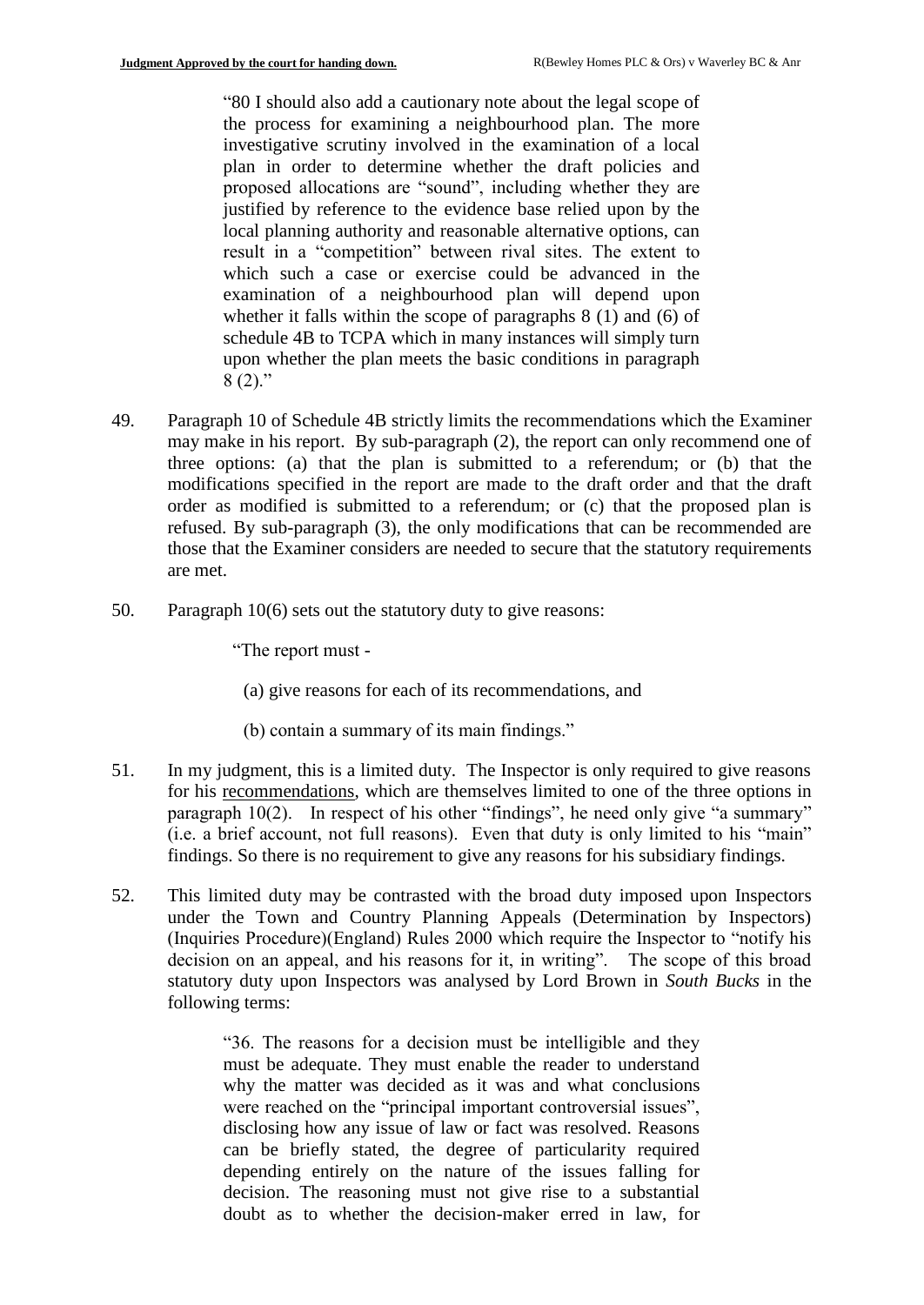> "80 I should also add a cautionary note about the legal scope of the process for examining a neighbourhood plan. The more investigative scrutiny involved in the examination of a local plan in order to determine whether the draft policies and proposed allocations are "sound", including whether they are justified by reference to the evidence base relied upon by the local planning authority and reasonable alternative options, can result in a "competition" between rival sites. The extent to which such a case or exercise could be advanced in the examination of a neighbourhood plan will depend upon whether it falls within the scope of paragraphs 8 (1) and (6) of schedule 4B to TCPA which in many instances will simply turn upon whether the plan meets the basic conditions in paragraph 8 (2)."

49. Paragraph 10 of Schedule 4B strictly limits the recommendations which the Examiner may make in his report. By sub-paragraph (2), the report can only recommend one of three options: (a) that the plan is submitted to a referendum; or (b) that the modifications specified in the report are made to the draft order and that the draft order as modified is submitted to a referendum; or (c) that the proposed plan is refused. By sub-paragraph (3), the only modifications that can be recommended are those that the Examiner considers are needed to secure that the statutory requirements are met.

50. Paragraph 10(6) sets out the statutory duty to give reasons:

> "The report must -
>
> (a) give reasons for each of its recommendations, and
>
> (b) contain a summary of its main findings."

51. In my judgment, this is a limited duty. The Inspector is only required to give reasons for his <u>recommendations</u>, which are themselves limited to one of the three options in paragraph 10(2). In respect of his other "findings", he need only give "a summary" (i.e. a brief account, not full reasons). Even that duty is only limited to his "main" findings. So there is no requirement to give any reasons for his subsidiary findings.

52. This limited duty may be contrasted with the broad duty imposed upon Inspectors under the Town and Country Planning Appeals (Determination by Inspectors) (Inquiries Procedure)(England) Rules 2000 which require the Inspector to "notify his decision on an appeal, and his reasons for it, in writing". The scope of this broad statutory duty upon Inspectors was analysed by Lord Brown in *South Bucks* in the following terms:

> "36. The reasons for a decision must be intelligible and they must be adequate. They must enable the reader to understand why the matter was decided as it was and what conclusions were reached on the "principal important controversial issues", disclosing how any issue of law or fact was resolved. Reasons can be briefly stated, the degree of particularity required depending entirely on the nature of the issues falling for decision. The reasoning must not give rise to a substantial doubt as to whether the decision-maker erred in law, for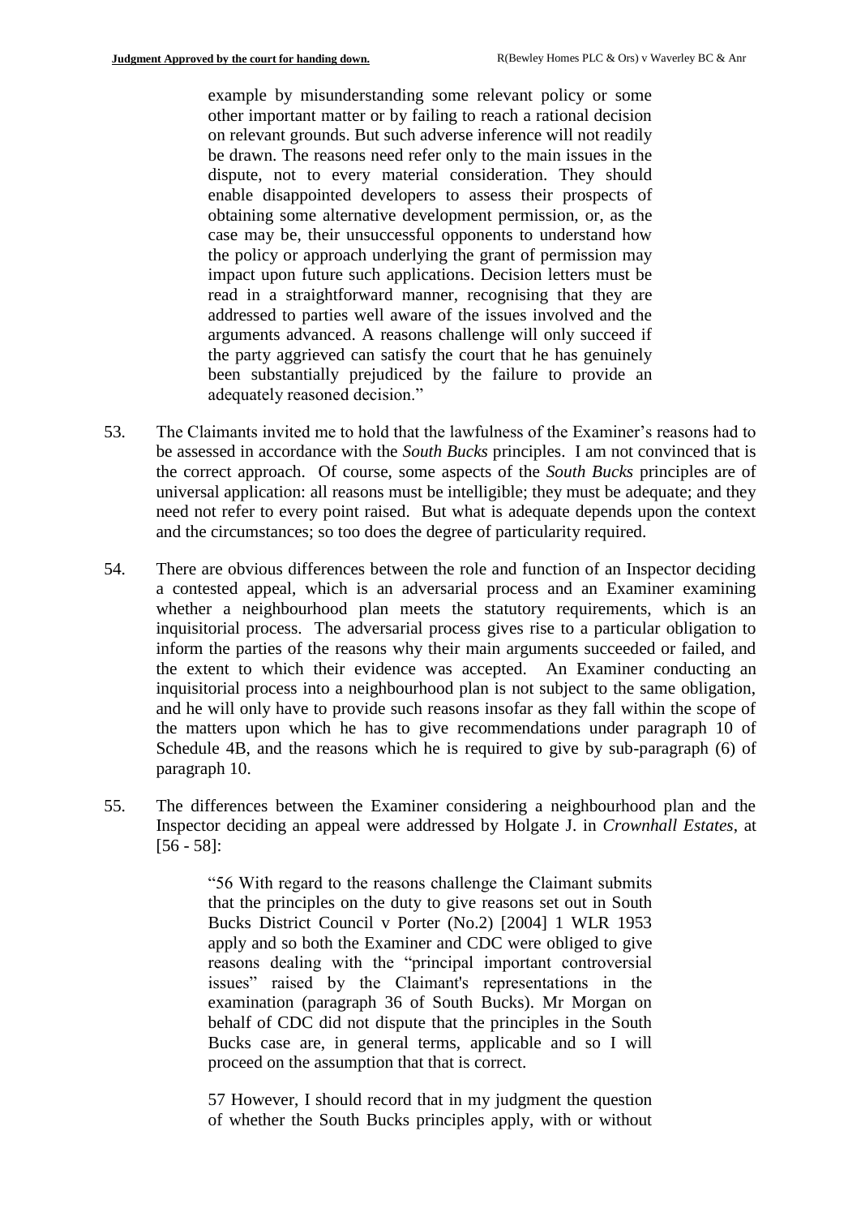> example by misunderstanding some relevant policy or some other important matter or by failing to reach a rational decision on relevant grounds. But such adverse inference will not readily be drawn. The reasons need refer only to the main issues in the dispute, not to every material consideration. They should enable disappointed developers to assess their prospects of obtaining some alternative development permission, or, as the case may be, their unsuccessful opponents to understand how the policy or approach underlying the grant of permission may impact upon future such applications. Decision letters must be read in a straightforward manner, recognising that they are addressed to parties well aware of the issues involved and the arguments advanced. A reasons challenge will only succeed if the party aggrieved can satisfy the court that he has genuinely been substantially prejudiced by the failure to provide an adequately reasoned decision."

53. The Claimants invited me to hold that the lawfulness of the Examiner's reasons had to be assessed in accordance with the *South Bucks* principles. I am not convinced that is the correct approach. Of course, some aspects of the *South Bucks* principles are of universal application: all reasons must be intelligible; they must be adequate; and they need not refer to every point raised. But what is adequate depends upon the context and the circumstances; so too does the degree of particularity required.

54. There are obvious differences between the role and function of an Inspector deciding a contested appeal, which is an adversarial process and an Examiner examining whether a neighbourhood plan meets the statutory requirements, which is an inquisitorial process. The adversarial process gives rise to a particular obligation to inform the parties of the reasons why their main arguments succeeded or failed, and the extent to which their evidence was accepted. An Examiner conducting an inquisitorial process into a neighbourhood plan is not subject to the same obligation, and he will only have to provide such reasons insofar as they fall within the scope of the matters upon which he has to give recommendations under paragraph 10 of Schedule 4B, and the reasons which he is required to give by sub-paragraph (6) of paragraph 10.

55. The differences between the Examiner considering a neighbourhood plan and the Inspector deciding an appeal were addressed by Holgate J. in *Crownhall Estates*, at [56 - 58]:

> "56 With regard to the reasons challenge the Claimant submits that the principles on the duty to give reasons set out in South Bucks District Council v Porter (No.2) [2004] 1 WLR 1953 apply and so both the Examiner and CDC were obliged to give reasons dealing with the "principal important controversial issues" raised by the Claimant's representations in the examination (paragraph 36 of South Bucks). Mr Morgan on behalf of CDC did not dispute that the principles in the South Bucks case are, in general terms, applicable and so I will proceed on the assumption that that is correct.
>
> 57 However, I should record that in my judgment the question of whether the South Bucks principles apply, with or without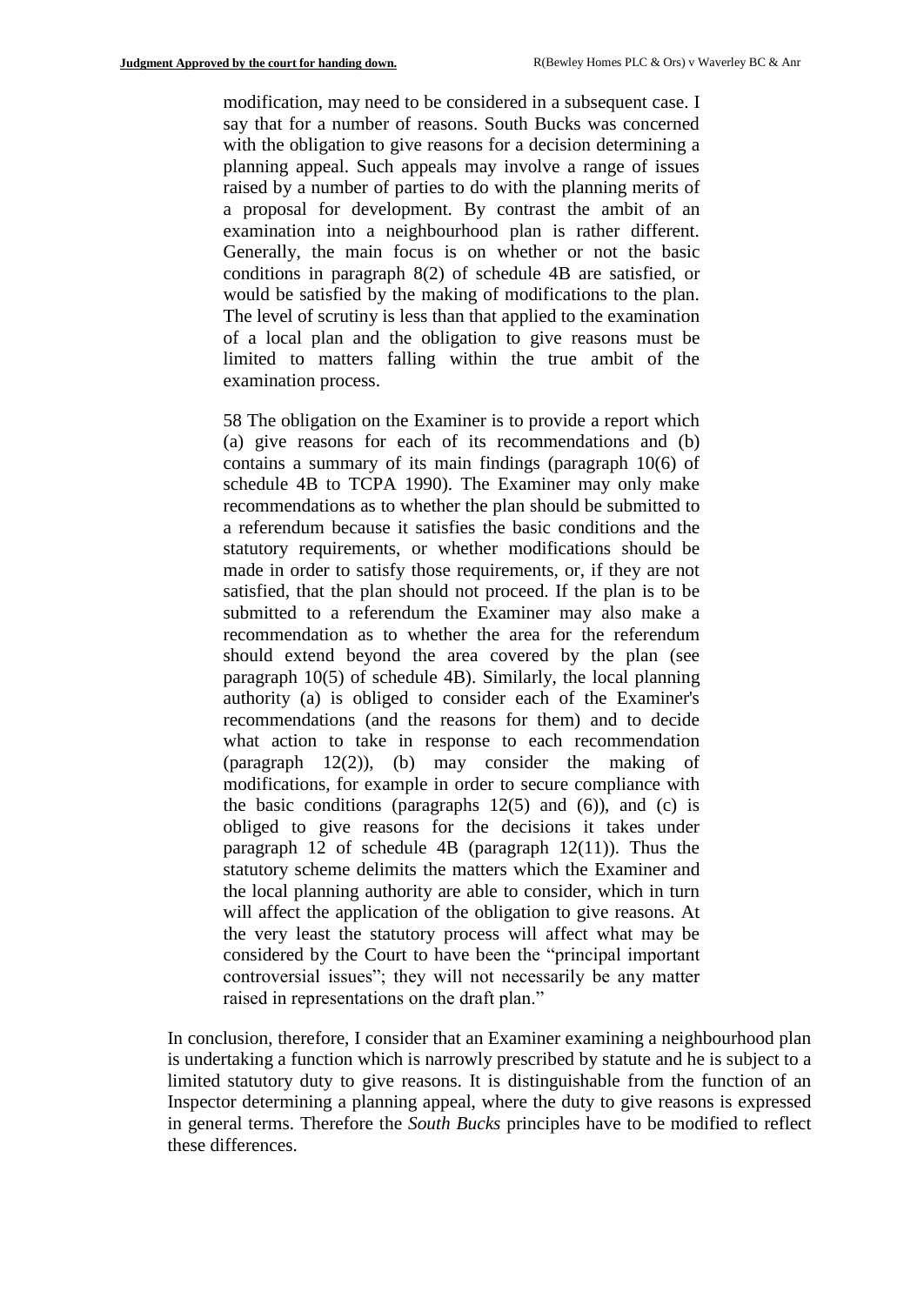> modification, may need to be considered in a subsequent case. I say that for a number of reasons. South Bucks was concerned with the obligation to give reasons for a decision determining a planning appeal. Such appeals may involve a range of issues raised by a number of parties to do with the planning merits of a proposal for development. By contrast the ambit of an examination into a neighbourhood plan is rather different. Generally, the main focus is on whether or not the basic conditions in paragraph 8(2) of schedule 4B are satisfied, or would be satisfied by the making of modifications to the plan. The level of scrutiny is less than that applied to the examination of a local plan and the obligation to give reasons must be limited to matters falling within the true ambit of the examination process.
>
> 58 The obligation on the Examiner is to provide a report which (a) give reasons for each of its recommendations and (b) contains a summary of its main findings (paragraph 10(6) of schedule 4B to TCPA 1990). The Examiner may only make recommendations as to whether the plan should be submitted to a referendum because it satisfies the basic conditions and the statutory requirements, or whether modifications should be made in order to satisfy those requirements, or, if they are not satisfied, that the plan should not proceed. If the plan is to be submitted to a referendum the Examiner may also make a recommendation as to whether the area for the referendum should extend beyond the area covered by the plan (see paragraph 10(5) of schedule 4B). Similarly, the local planning authority (a) is obliged to consider each of the Examiner's recommendations (and the reasons for them) and to decide what action to take in response to each recommendation (paragraph 12(2)), (b) may consider the making of modifications, for example in order to secure compliance with the basic conditions (paragraphs 12(5) and (6)), and (c) is obliged to give reasons for the decisions it takes under paragraph 12 of schedule 4B (paragraph 12(11)). Thus the statutory scheme delimits the matters which the Examiner and the local planning authority are able to consider, which in turn will affect the application of the obligation to give reasons. At the very least the statutory process will affect what may be considered by the Court to have been the "principal important controversial issues"; they will not necessarily be any matter raised in representations on the draft plan."

In conclusion, therefore, I consider that an Examiner examining a neighbourhood plan is undertaking a function which is narrowly prescribed by statute and he is subject to a limited statutory duty to give reasons. It is distinguishable from the function of an Inspector determining a planning appeal, where the duty to give reasons is expressed in general terms. Therefore the *South Bucks* principles have to be modified to reflect these differences.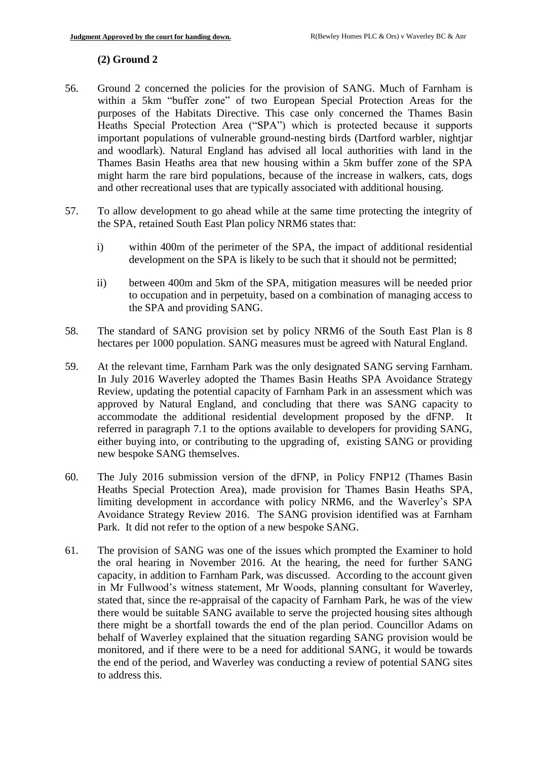### (2) Ground 2

56. Ground 2 concerned the policies for the provision of SANG. Much of Farnham is within a 5km "buffer zone" of two European Special Protection Areas for the purposes of the Habitats Directive. This case only concerned the Thames Basin Heaths Special Protection Area ("SPA") which is protected because it supports important populations of vulnerable ground-nesting birds (Dartford warbler, nightjar and woodlark). Natural England has advised all local authorities with land in the Thames Basin Heaths area that new housing within a 5km buffer zone of the SPA might harm the rare bird populations, because of the increase in walkers, cats, dogs and other recreational uses that are typically associated with additional housing.

57. To allow development to go ahead while at the same time protecting the integrity of the SPA, retained South East Plan policy NRM6 states that:

    i) within 400m of the perimeter of the SPA, the impact of additional residential development on the SPA is likely to be such that it should not be permitted;

    ii) between 400m and 5km of the SPA, mitigation measures will be needed prior to occupation and in perpetuity, based on a combination of managing access to the SPA and providing SANG.

58. The standard of SANG provision set by policy NRM6 of the South East Plan is 8 hectares per 1000 population. SANG measures must be agreed with Natural England.

59. At the relevant time, Farnham Park was the only designated SANG serving Farnham. In July 2016 Waverley adopted the Thames Basin Heaths SPA Avoidance Strategy Review, updating the potential capacity of Farnham Park in an assessment which was approved by Natural England, and concluding that there was SANG capacity to accommodate the additional residential development proposed by the dFNP. It referred in paragraph 7.1 to the options available to developers for providing SANG, either buying into, or contributing to the upgrading of, existing SANG or providing new bespoke SANG themselves.

60. The July 2016 submission version of the dFNP, in Policy FNP12 (Thames Basin Heaths Special Protection Area), made provision for Thames Basin Heaths SPA, limiting development in accordance with policy NRM6, and the Waverley's SPA Avoidance Strategy Review 2016. The SANG provision identified was at Farnham Park. It did not refer to the option of a new bespoke SANG.

61. The provision of SANG was one of the issues which prompted the Examiner to hold the oral hearing in November 2016. At the hearing, the need for further SANG capacity, in addition to Farnham Park, was discussed. According to the account given in Mr Fullwood's witness statement, Mr Woods, planning consultant for Waverley, stated that, since the re-appraisal of the capacity of Farnham Park, he was of the view there would be suitable SANG available to serve the projected housing sites although there might be a shortfall towards the end of the plan period. Councillor Adams on behalf of Waverley explained that the situation regarding SANG provision would be monitored, and if there were to be a need for additional SANG, it would be towards the end of the period, and Waverley was conducting a review of potential SANG sites to address this.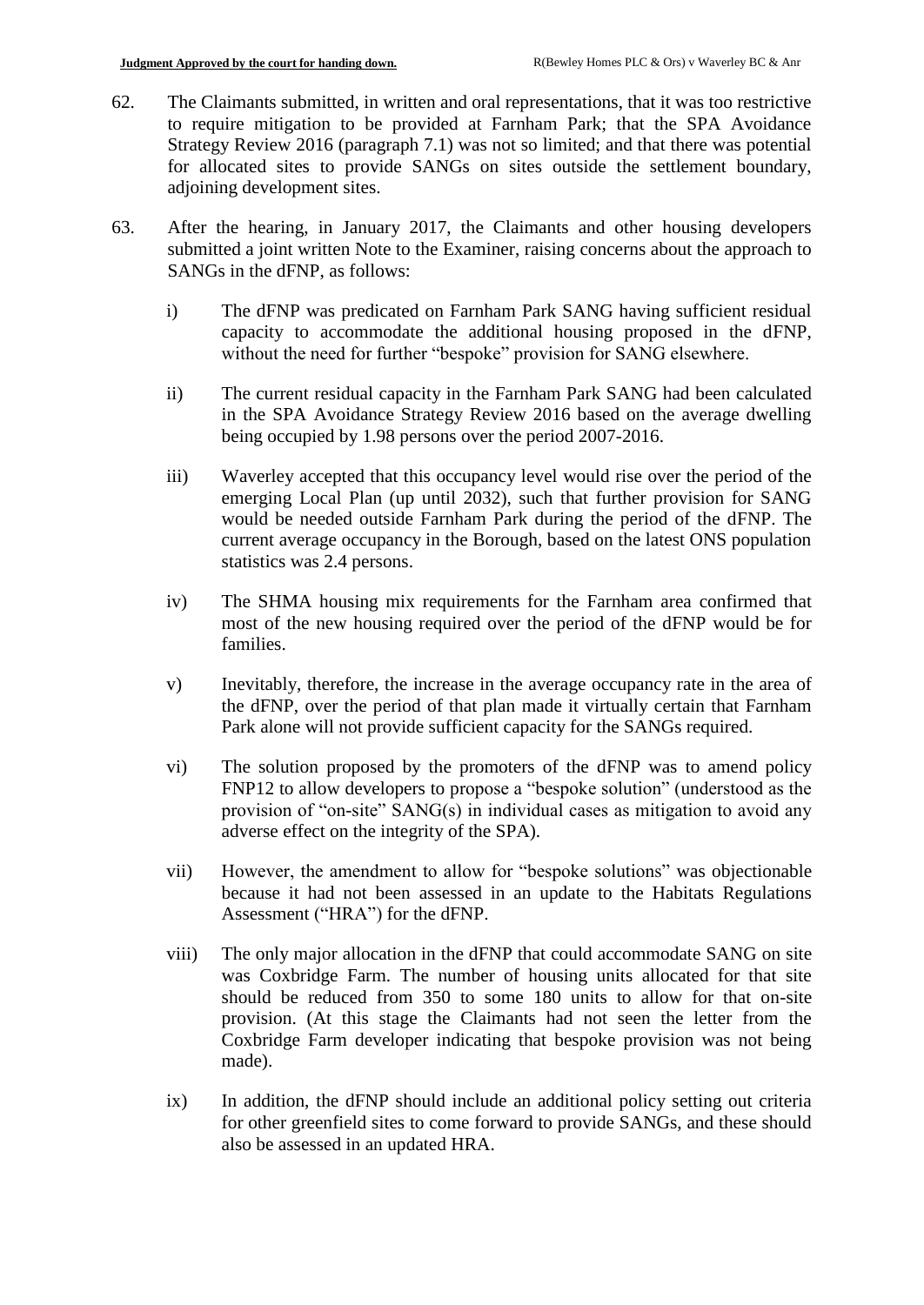62. The Claimants submitted, in written and oral representations, that it was too restrictive to require mitigation to be provided at Farnham Park; that the SPA Avoidance Strategy Review 2016 (paragraph 7.1) was not so limited; and that there was potential for allocated sites to provide SANGs on sites outside the settlement boundary, adjoining development sites.

63. After the hearing, in January 2017, the Claimants and other housing developers submitted a joint written Note to the Examiner, raising concerns about the approach to SANGs in the dFNP, as follows:

    i) The dFNP was predicated on Farnham Park SANG having sufficient residual capacity to accommodate the additional housing proposed in the dFNP, without the need for further "bespoke" provision for SANG elsewhere.

    ii) The current residual capacity in the Farnham Park SANG had been calculated in the SPA Avoidance Strategy Review 2016 based on the average dwelling being occupied by 1.98 persons over the period 2007-2016.

    iii) Waverley accepted that this occupancy level would rise over the period of the emerging Local Plan (up until 2032), such that further provision for SANG would be needed outside Farnham Park during the period of the dFNP. The current average occupancy in the Borough, based on the latest ONS population statistics was 2.4 persons.

    iv) The SHMA housing mix requirements for the Farnham area confirmed that most of the new housing required over the period of the dFNP would be for families.

    v) Inevitably, therefore, the increase in the average occupancy rate in the area of the dFNP, over the period of that plan made it virtually certain that Farnham Park alone will not provide sufficient capacity for the SANGs required.

    vi) The solution proposed by the promoters of the dFNP was to amend policy FNP12 to allow developers to propose a "bespoke solution" (understood as the provision of "on-site" SANG(s) in individual cases as mitigation to avoid any adverse effect on the integrity of the SPA).

    vii) However, the amendment to allow for "bespoke solutions" was objectionable because it had not been assessed in an update to the Habitats Regulations Assessment ("HRA") for the dFNP.

    viii) The only major allocation in the dFNP that could accommodate SANG on site was Coxbridge Farm. The number of housing units allocated for that site should be reduced from 350 to some 180 units to allow for that on-site provision. (At this stage the Claimants had not seen the letter from the Coxbridge Farm developer indicating that bespoke provision was not being made).

    ix) In addition, the dFNP should include an additional policy setting out criteria for other greenfield sites to come forward to provide SANGs, and these should also be assessed in an updated HRA.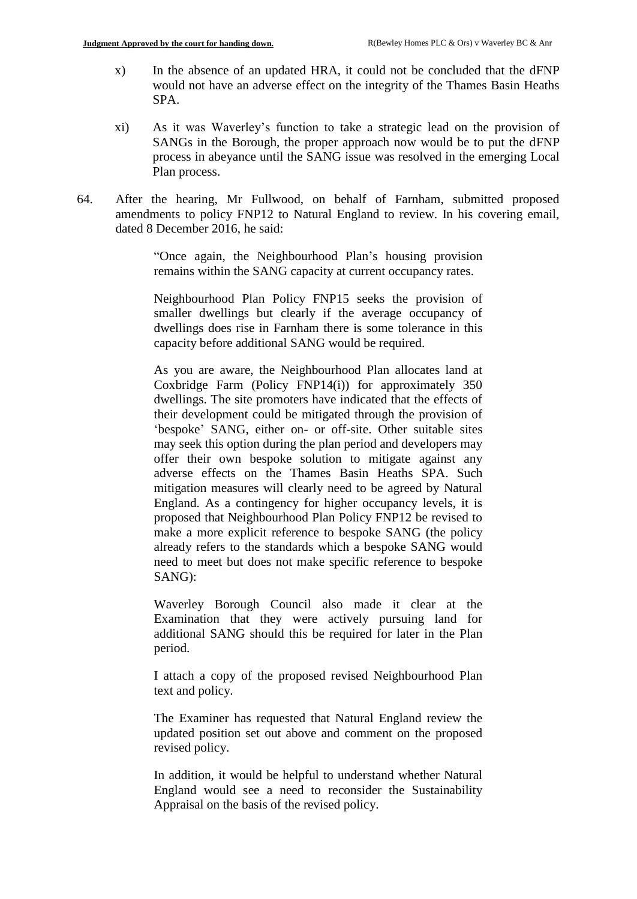x) In the absence of an updated HRA, it could not be concluded that the dFNP would not have an adverse effect on the integrity of the Thames Basin Heaths SPA.

xi) As it was Waverley's function to take a strategic lead on the provision of SANGs in the Borough, the proper approach now would be to put the dFNP process in abeyance until the SANG issue was resolved in the emerging Local Plan process.

64. After the hearing, Mr Fullwood, on behalf of Farnham, submitted proposed amendments to policy FNP12 to Natural England to review. In his covering email, dated 8 December 2016, he said:

> "Once again, the Neighbourhood Plan's housing provision remains within the SANG capacity at current occupancy rates.
>
> Neighbourhood Plan Policy FNP15 seeks the provision of smaller dwellings but clearly if the average occupancy of dwellings does rise in Farnham there is some tolerance in this capacity before additional SANG would be required.
>
> As you are aware, the Neighbourhood Plan allocates land at Coxbridge Farm (Policy FNP14(i)) for approximately 350 dwellings. The site promoters have indicated that the effects of their development could be mitigated through the provision of 'bespoke' SANG, either on- or off-site. Other suitable sites may seek this option during the plan period and developers may offer their own bespoke solution to mitigate against any adverse effects on the Thames Basin Heaths SPA. Such mitigation measures will clearly need to be agreed by Natural England. As a contingency for higher occupancy levels, it is proposed that Neighbourhood Plan Policy FNP12 be revised to make a more explicit reference to bespoke SANG (the policy already refers to the standards which a bespoke SANG would need to meet but does not make specific reference to bespoke SANG):
>
> Waverley Borough Council also made it clear at the Examination that they were actively pursuing land for additional SANG should this be required for later in the Plan period.
>
> I attach a copy of the proposed revised Neighbourhood Plan text and policy.
>
> The Examiner has requested that Natural England review the updated position set out above and comment on the proposed revised policy.
>
> In addition, it would be helpful to understand whether Natural England would see a need to reconsider the Sustainability Appraisal on the basis of the revised policy.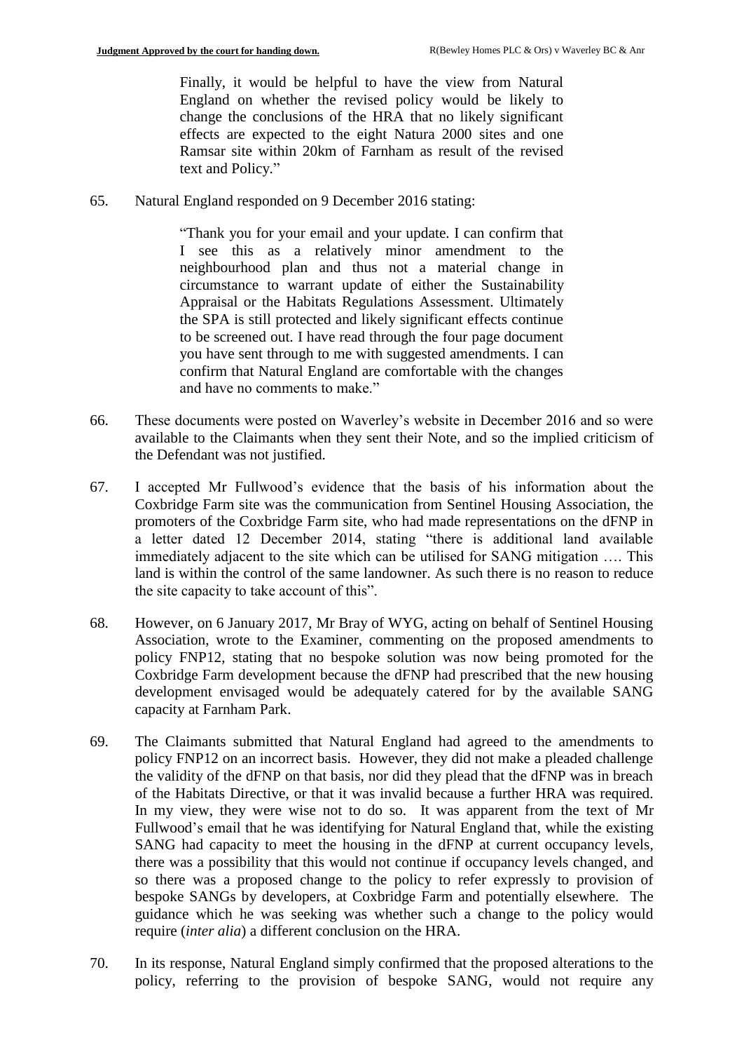> Finally, it would be helpful to have the view from Natural England on whether the revised policy would be likely to change the conclusions of the HRA that no likely significant effects are expected to the eight Natura 2000 sites and one Ramsar site within 20km of Farnham as result of the revised text and Policy."

65. Natural England responded on 9 December 2016 stating:

> "Thank you for your email and your update. I can confirm that I see this as a relatively minor amendment to the neighbourhood plan and thus not a material change in circumstance to warrant update of either the Sustainability Appraisal or the Habitats Regulations Assessment. Ultimately the SPA is still protected and likely significant effects continue to be screened out. I have read through the four page document you have sent through to me with suggested amendments. I can confirm that Natural England are comfortable with the changes and have no comments to make."

66. These documents were posted on Waverley's website in December 2016 and so were available to the Claimants when they sent their Note, and so the implied criticism of the Defendant was not justified.

67. I accepted Mr Fullwood's evidence that the basis of his information about the Coxbridge Farm site was the communication from Sentinel Housing Association, the promoters of the Coxbridge Farm site, who had made representations on the dFNP in a letter dated 12 December 2014, stating "there is additional land available immediately adjacent to the site which can be utilised for SANG mitigation …. This land is within the control of the same landowner. As such there is no reason to reduce the site capacity to take account of this".

68. However, on 6 January 2017, Mr Bray of WYG, acting on behalf of Sentinel Housing Association, wrote to the Examiner, commenting on the proposed amendments to policy FNP12, stating that no bespoke solution was now being promoted for the Coxbridge Farm development because the dFNP had prescribed that the new housing development envisaged would be adequately catered for by the available SANG capacity at Farnham Park.

69. The Claimants submitted that Natural England had agreed to the amendments to policy FNP12 on an incorrect basis. However, they did not make a pleaded challenge the validity of the dFNP on that basis, nor did they plead that the dFNP was in breach of the Habitats Directive, or that it was invalid because a further HRA was required. In my view, they were wise not to do so. It was apparent from the text of Mr Fullwood's email that he was identifying for Natural England that, while the existing SANG had capacity to meet the housing in the dFNP at current occupancy levels, there was a possibility that this would not continue if occupancy levels changed, and so there was a proposed change to the policy to refer expressly to provision of bespoke SANGs by developers, at Coxbridge Farm and potentially elsewhere. The guidance which he was seeking was whether such a change to the policy would require (*inter alia*) a different conclusion on the HRA.

70. In its response, Natural England simply confirmed that the proposed alterations to the policy, referring to the provision of bespoke SANG, would not require any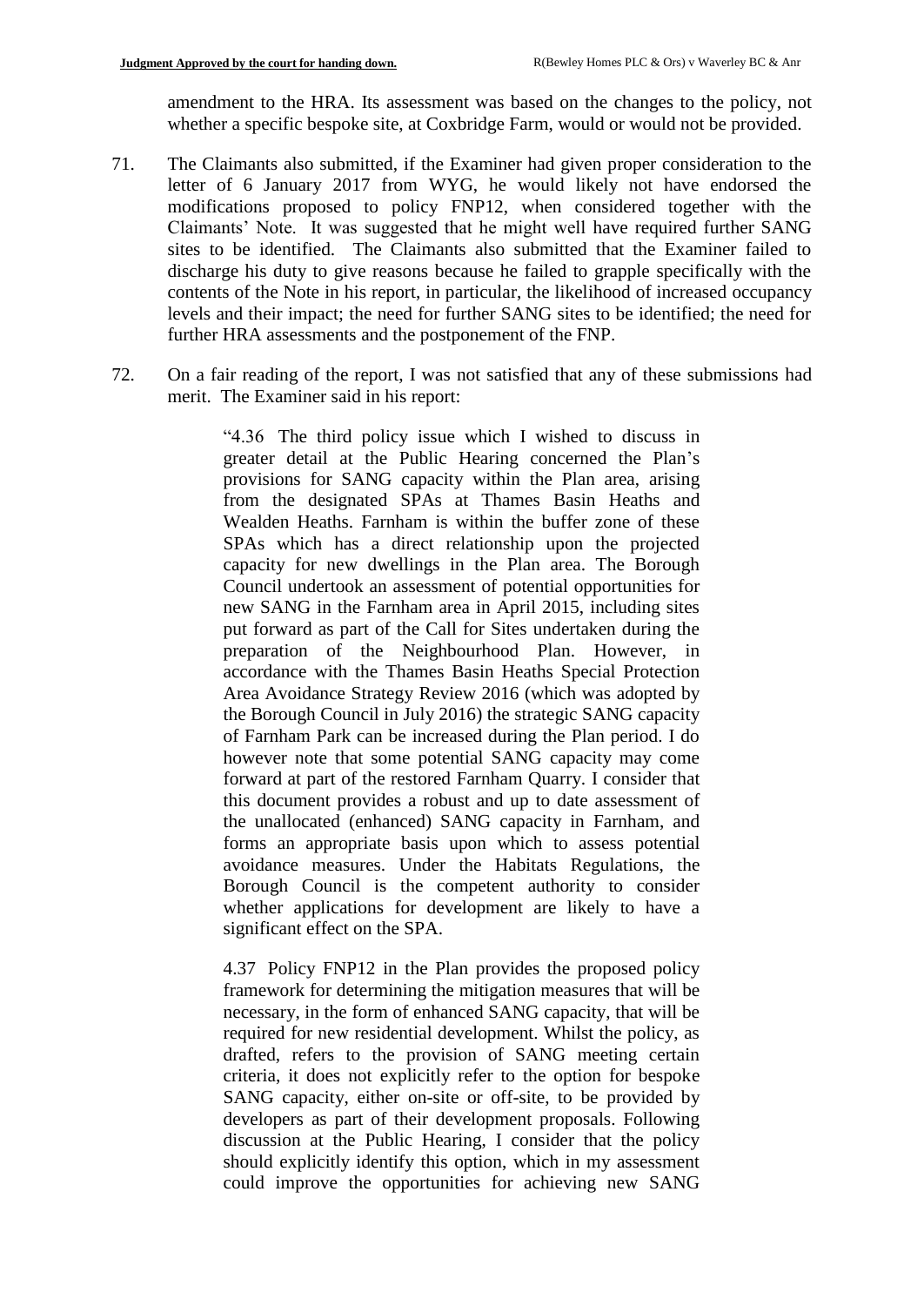amendment to the HRA. Its assessment was based on the changes to the policy, not whether a specific bespoke site, at Coxbridge Farm, would or would not be provided.

71. The Claimants also submitted, if the Examiner had given proper consideration to the letter of 6 January 2017 from WYG, he would likely not have endorsed the modifications proposed to policy FNP12, when considered together with the Claimants' Note. It was suggested that he might well have required further SANG sites to be identified. The Claimants also submitted that the Examiner failed to discharge his duty to give reasons because he failed to grapple specifically with the contents of the Note in his report, in particular, the likelihood of increased occupancy levels and their impact; the need for further SANG sites to be identified; the need for further HRA assessments and the postponement of the FNP.

72. On a fair reading of the report, I was not satisfied that any of these submissions had merit. The Examiner said in his report:

> "4.36 The third policy issue which I wished to discuss in greater detail at the Public Hearing concerned the Plan's provisions for SANG capacity within the Plan area, arising from the designated SPAs at Thames Basin Heaths and Wealden Heaths. Farnham is within the buffer zone of these SPAs which has a direct relationship upon the projected capacity for new dwellings in the Plan area. The Borough Council undertook an assessment of potential opportunities for new SANG in the Farnham area in April 2015, including sites put forward as part of the Call for Sites undertaken during the preparation of the Neighbourhood Plan. However, in accordance with the Thames Basin Heaths Special Protection Area Avoidance Strategy Review 2016 (which was adopted by the Borough Council in July 2016) the strategic SANG capacity of Farnham Park can be increased during the Plan period. I do however note that some potential SANG capacity may come forward at part of the restored Farnham Quarry. I consider that this document provides a robust and up to date assessment of the unallocated (enhanced) SANG capacity in Farnham, and forms an appropriate basis upon which to assess potential avoidance measures. Under the Habitats Regulations, the Borough Council is the competent authority to consider whether applications for development are likely to have a significant effect on the SPA.
>
> 4.37 Policy FNP12 in the Plan provides the proposed policy framework for determining the mitigation measures that will be necessary, in the form of enhanced SANG capacity, that will be required for new residential development. Whilst the policy, as drafted, refers to the provision of SANG meeting certain criteria, it does not explicitly refer to the option for bespoke SANG capacity, either on-site or off-site, to be provided by developers as part of their development proposals. Following discussion at the Public Hearing, I consider that the policy should explicitly identify this option, which in my assessment could improve the opportunities for achieving new SANG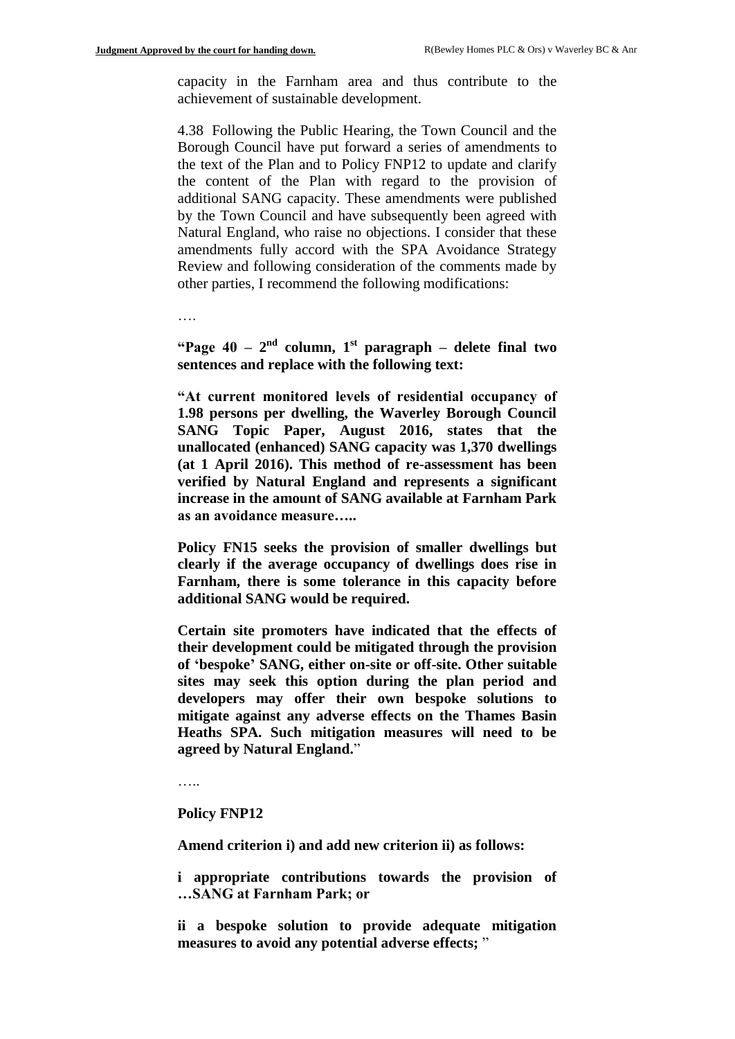capacity in the Farnham area and thus contribute to the achievement of sustainable development.

4.38 Following the Public Hearing, the Town Council and the Borough Council have put forward a series of amendments to the text of the Plan and to Policy FNP12 to update and clarify the content of the Plan with regard to the provision of additional SANG capacity. These amendments were published by the Town Council and have subsequently been agreed with Natural England, who raise no objections. I consider that these amendments fully accord with the SPA Avoidance Strategy Review and following consideration of the comments made by other parties, I recommend the following modifications:

….

**"Page 40 – 2nd column, 1st paragraph – delete final two sentences and replace with the following text:**

**"At current monitored levels of residential occupancy of 1.98 persons per dwelling, the Waverley Borough Council SANG Topic Paper, August 2016, states that the unallocated (enhanced) SANG capacity was 1,370 dwellings (at 1 April 2016). This method of re-assessment has been verified by Natural England and represents a significant increase in the amount of SANG available at Farnham Park as an avoidance measure…..**

**Policy FN15 seeks the provision of smaller dwellings but clearly if the average occupancy of dwellings does rise in Farnham, there is some tolerance in this capacity before additional SANG would be required.**

**Certain site promoters have indicated that the effects of their development could be mitigated through the provision of 'bespoke' SANG, either on-site or off-site. Other suitable sites may seek this option during the plan period and developers may offer their own bespoke solutions to mitigate against any adverse effects on the Thames Basin Heaths SPA. Such mitigation measures will need to be agreed by Natural England.**"

…..

**Policy FNP12**

**Amend criterion i) and add new criterion ii) as follows:**

**i appropriate contributions towards the provision of …SANG at Farnham Park; or**

**ii a bespoke solution to provide adequate mitigation measures to avoid any potential adverse effects;** "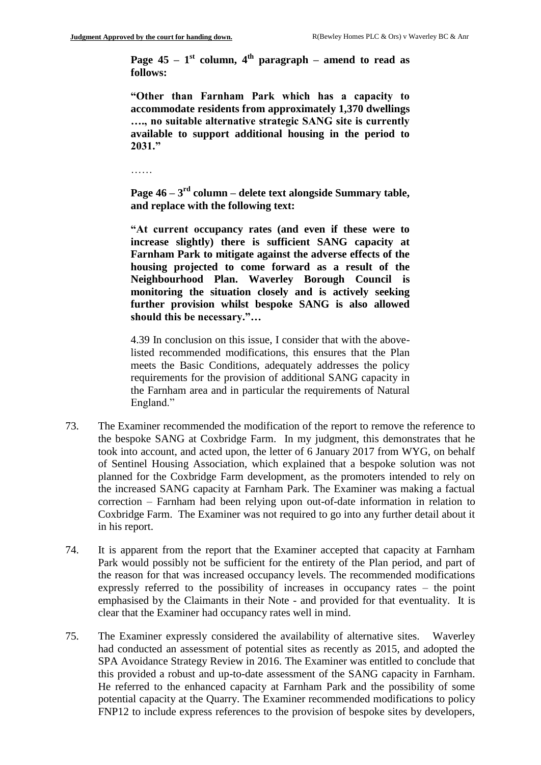**Page 45 – 1st column, 4th paragraph – amend to read as follows:**

**"Other than Farnham Park which has a capacity to accommodate residents from approximately 1,370 dwellings …., no suitable alternative strategic SANG site is currently available to support additional housing in the period to 2031."**

……

**Page 46 – 3rd column – delete text alongside Summary table, and replace with the following text:**

**"At current occupancy rates (and even if these were to increase slightly) there is sufficient SANG capacity at Farnham Park to mitigate against the adverse effects of the housing projected to come forward as a result of the Neighbourhood Plan. Waverley Borough Council is monitoring the situation closely and is actively seeking further provision whilst bespoke SANG is also allowed should this be necessary."…**

4.39 In conclusion on this issue, I consider that with the above-listed recommended modifications, this ensures that the Plan meets the Basic Conditions, adequately addresses the policy requirements for the provision of additional SANG capacity in the Farnham area and in particular the requirements of Natural England."

73. The Examiner recommended the modification of the report to remove the reference to the bespoke SANG at Coxbridge Farm. In my judgment, this demonstrates that he took into account, and acted upon, the letter of 6 January 2017 from WYG, on behalf of Sentinel Housing Association, which explained that a bespoke solution was not planned for the Coxbridge Farm development, as the promoters intended to rely on the increased SANG capacity at Farnham Park. The Examiner was making a factual correction – Farnham had been relying upon out-of-date information in relation to Coxbridge Farm. The Examiner was not required to go into any further detail about it in his report.

74. It is apparent from the report that the Examiner accepted that capacity at Farnham Park would possibly not be sufficient for the entirety of the Plan period, and part of the reason for that was increased occupancy levels. The recommended modifications expressly referred to the possibility of increases in occupancy rates – the point emphasised by the Claimants in their Note - and provided for that eventuality. It is clear that the Examiner had occupancy rates well in mind.

75. The Examiner expressly considered the availability of alternative sites. Waverley had conducted an assessment of potential sites as recently as 2015, and adopted the SPA Avoidance Strategy Review in 2016. The Examiner was entitled to conclude that this provided a robust and up-to-date assessment of the SANG capacity in Farnham. He referred to the enhanced capacity at Farnham Park and the possibility of some potential capacity at the Quarry. The Examiner recommended modifications to policy FNP12 to include express references to the provision of bespoke sites by developers,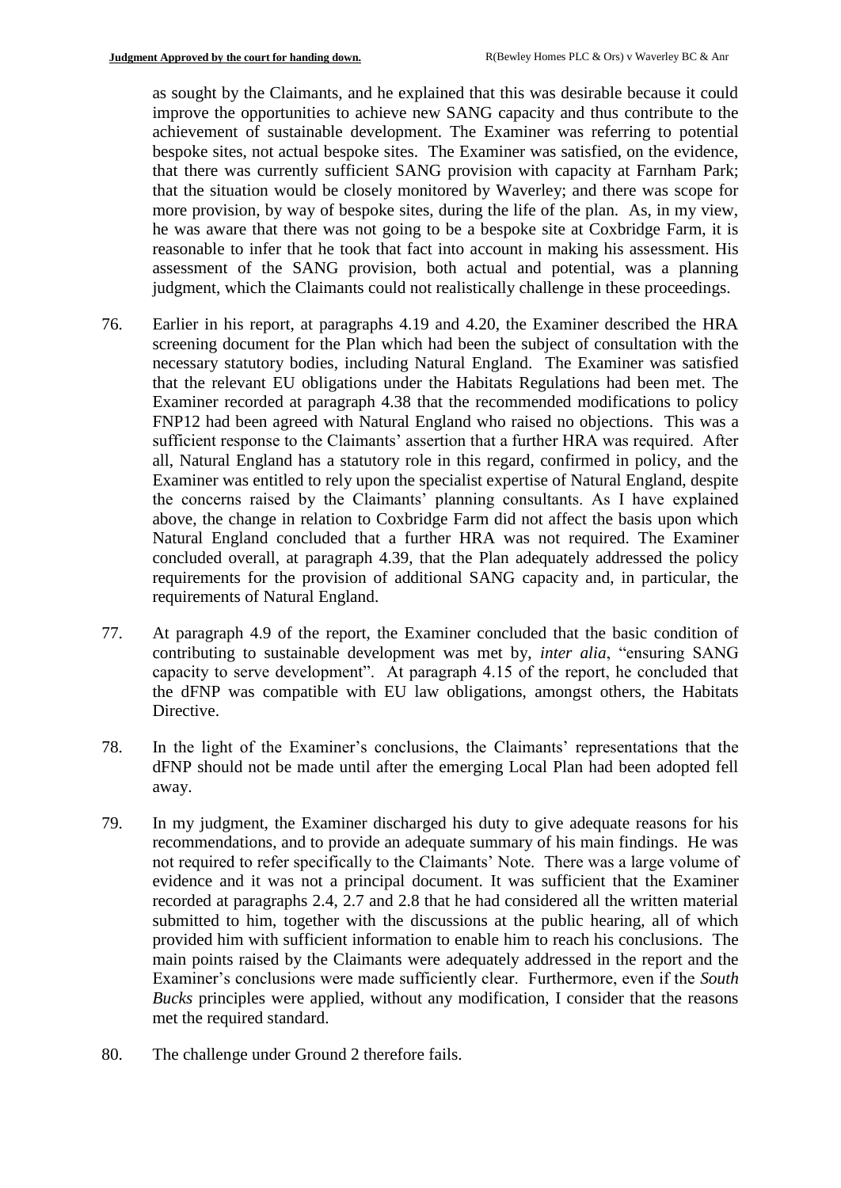as sought by the Claimants, and he explained that this was desirable because it could improve the opportunities to achieve new SANG capacity and thus contribute to the achievement of sustainable development. The Examiner was referring to potential bespoke sites, not actual bespoke sites. The Examiner was satisfied, on the evidence, that there was currently sufficient SANG provision with capacity at Farnham Park; that the situation would be closely monitored by Waverley; and there was scope for more provision, by way of bespoke sites, during the life of the plan. As, in my view, he was aware that there was not going to be a bespoke site at Coxbridge Farm, it is reasonable to infer that he took that fact into account in making his assessment. His assessment of the SANG provision, both actual and potential, was a planning judgment, which the Claimants could not realistically challenge in these proceedings.

76. Earlier in his report, at paragraphs 4.19 and 4.20, the Examiner described the HRA screening document for the Plan which had been the subject of consultation with the necessary statutory bodies, including Natural England. The Examiner was satisfied that the relevant EU obligations under the Habitats Regulations had been met. The Examiner recorded at paragraph 4.38 that the recommended modifications to policy FNP12 had been agreed with Natural England who raised no objections. This was a sufficient response to the Claimants' assertion that a further HRA was required. After all, Natural England has a statutory role in this regard, confirmed in policy, and the Examiner was entitled to rely upon the specialist expertise of Natural England, despite the concerns raised by the Claimants' planning consultants. As I have explained above, the change in relation to Coxbridge Farm did not affect the basis upon which Natural England concluded that a further HRA was not required. The Examiner concluded overall, at paragraph 4.39, that the Plan adequately addressed the policy requirements for the provision of additional SANG capacity and, in particular, the requirements of Natural England.

77. At paragraph 4.9 of the report, the Examiner concluded that the basic condition of contributing to sustainable development was met by, *inter alia*, "ensuring SANG capacity to serve development". At paragraph 4.15 of the report, he concluded that the dFNP was compatible with EU law obligations, amongst others, the Habitats Directive.

78. In the light of the Examiner's conclusions, the Claimants' representations that the dFNP should not be made until after the emerging Local Plan had been adopted fell away.

79. In my judgment, the Examiner discharged his duty to give adequate reasons for his recommendations, and to provide an adequate summary of his main findings. He was not required to refer specifically to the Claimants' Note. There was a large volume of evidence and it was not a principal document. It was sufficient that the Examiner recorded at paragraphs 2.4, 2.7 and 2.8 that he had considered all the written material submitted to him, together with the discussions at the public hearing, all of which provided him with sufficient information to enable him to reach his conclusions. The main points raised by the Claimants were adequately addressed in the report and the Examiner's conclusions were made sufficiently clear. Furthermore, even if the *South Bucks* principles were applied, without any modification, I consider that the reasons met the required standard.

80. The challenge under Ground 2 therefore fails.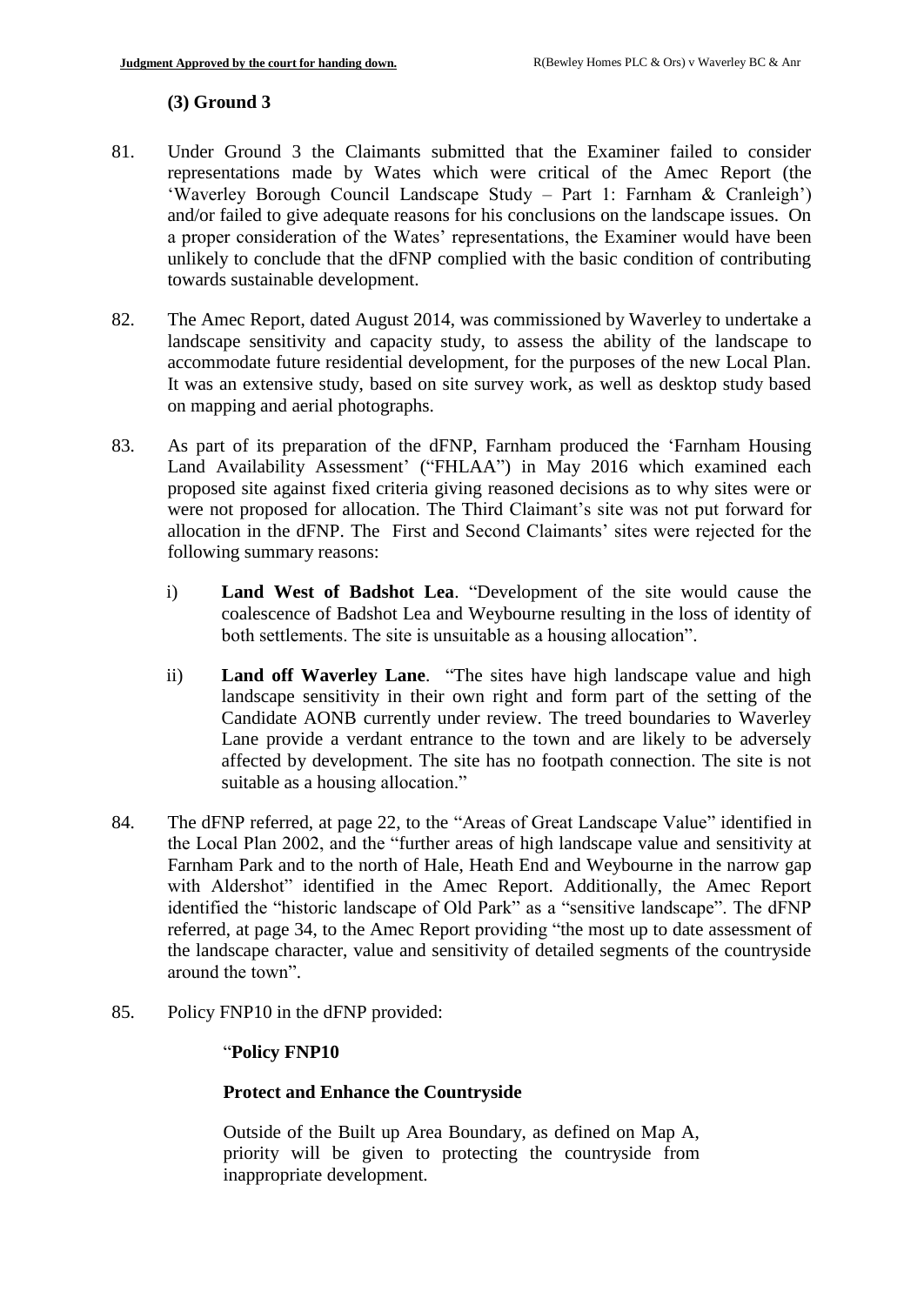### (3) Ground 3

81. Under Ground 3 the Claimants submitted that the Examiner failed to consider representations made by Wates which were critical of the Amec Report (the 'Waverley Borough Council Landscape Study – Part 1: Farnham & Cranleigh') and/or failed to give adequate reasons for his conclusions on the landscape issues. On a proper consideration of the Wates' representations, the Examiner would have been unlikely to conclude that the dFNP complied with the basic condition of contributing towards sustainable development.

82. The Amec Report, dated August 2014, was commissioned by Waverley to undertake a landscape sensitivity and capacity study, to assess the ability of the landscape to accommodate future residential development, for the purposes of the new Local Plan. It was an extensive study, based on site survey work, as well as desktop study based on mapping and aerial photographs.

83. As part of its preparation of the dFNP, Farnham produced the 'Farnham Housing Land Availability Assessment' ("FHLAA") in May 2016 which examined each proposed site against fixed criteria giving reasoned decisions as to why sites were or were not proposed for allocation. The Third Claimant's site was not put forward for allocation in the dFNP. The First and Second Claimants' sites were rejected for the following summary reasons:

    i) **Land West of Badshot Lea**. "Development of the site would cause the coalescence of Badshot Lea and Weybourne resulting in the loss of identity of both settlements. The site is unsuitable as a housing allocation".

    ii) **Land off Waverley Lane**. "The sites have high landscape value and high landscape sensitivity in their own right and form part of the setting of the Candidate AONB currently under review. The treed boundaries to Waverley Lane provide a verdant entrance to the town and are likely to be adversely affected by development. The site has no footpath connection. The site is not suitable as a housing allocation."

84. The dFNP referred, at page 22, to the "Areas of Great Landscape Value" identified in the Local Plan 2002, and the "further areas of high landscape value and sensitivity at Farnham Park and to the north of Hale, Heath End and Weybourne in the narrow gap with Aldershot" identified in the Amec Report. Additionally, the Amec Report identified the "historic landscape of Old Park" as a "sensitive landscape". The dFNP referred, at page 34, to the Amec Report providing "the most up to date assessment of the landscape character, value and sensitivity of detailed segments of the countryside around the town".

85. Policy FNP10 in the dFNP provided:

    "**Policy FNP10**

    **Protect and Enhance the Countryside**

    Outside of the Built up Area Boundary, as defined on Map A, priority will be given to protecting the countryside from inappropriate development.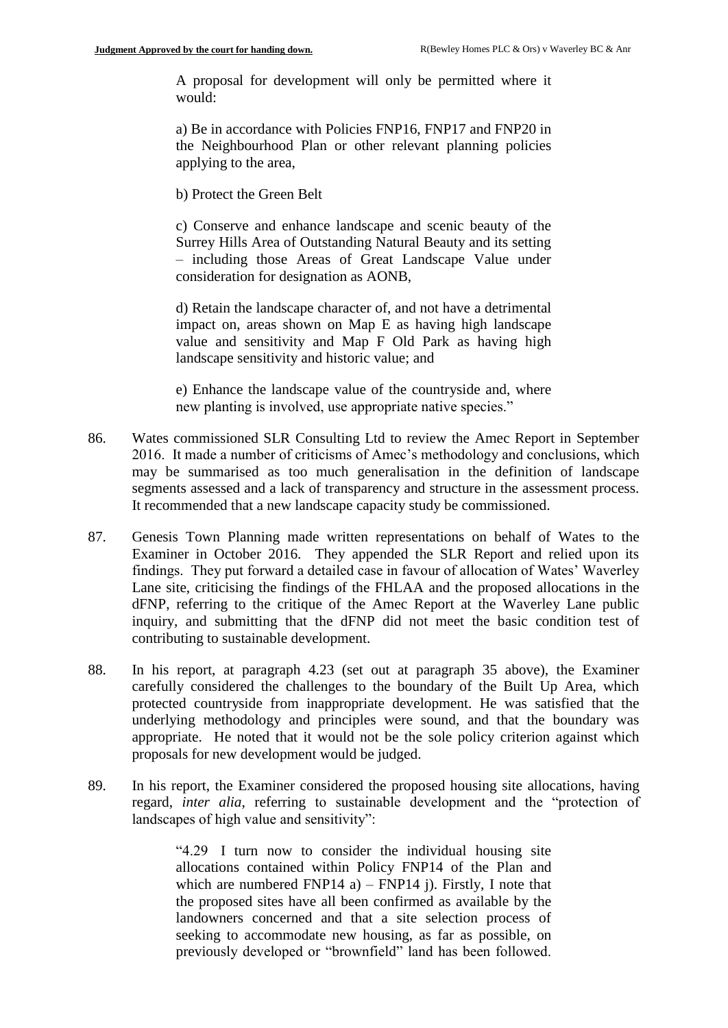> A proposal for development will only be permitted where it would:
>
> a) Be in accordance with Policies FNP16, FNP17 and FNP20 in the Neighbourhood Plan or other relevant planning policies applying to the area,
>
> b) Protect the Green Belt
>
> c) Conserve and enhance landscape and scenic beauty of the Surrey Hills Area of Outstanding Natural Beauty and its setting – including those Areas of Great Landscape Value under consideration for designation as AONB,
>
> d) Retain the landscape character of, and not have a detrimental impact on, areas shown on Map E as having high landscape value and sensitivity and Map F Old Park as having high landscape sensitivity and historic value; and
>
> e) Enhance the landscape value of the countryside and, where new planting is involved, use appropriate native species."

86. Wates commissioned SLR Consulting Ltd to review the Amec Report in September 2016. It made a number of criticisms of Amec's methodology and conclusions, which may be summarised as too much generalisation in the definition of landscape segments assessed and a lack of transparency and structure in the assessment process. It recommended that a new landscape capacity study be commissioned.

87. Genesis Town Planning made written representations on behalf of Wates to the Examiner in October 2016. They appended the SLR Report and relied upon its findings. They put forward a detailed case in favour of allocation of Wates' Waverley Lane site, criticising the findings of the FHLAA and the proposed allocations in the dFNP, referring to the critique of the Amec Report at the Waverley Lane public inquiry, and submitting that the dFNP did not meet the basic condition test of contributing to sustainable development.

88. In his report, at paragraph 4.23 (set out at paragraph 35 above), the Examiner carefully considered the challenges to the boundary of the Built Up Area, which protected countryside from inappropriate development. He was satisfied that the underlying methodology and principles were sound, and that the boundary was appropriate. He noted that it would not be the sole policy criterion against which proposals for new development would be judged.

89. In his report, the Examiner considered the proposed housing site allocations, having regard, *inter alia*, referring to sustainable development and the "protection of landscapes of high value and sensitivity":

> "4.29 I turn now to consider the individual housing site allocations contained within Policy FNP14 of the Plan and which are numbered FNP14 a) – FNP14 j). Firstly, I note that the proposed sites have all been confirmed as available by the landowners concerned and that a site selection process of seeking to accommodate new housing, as far as possible, on previously developed or "brownfield" land has been followed.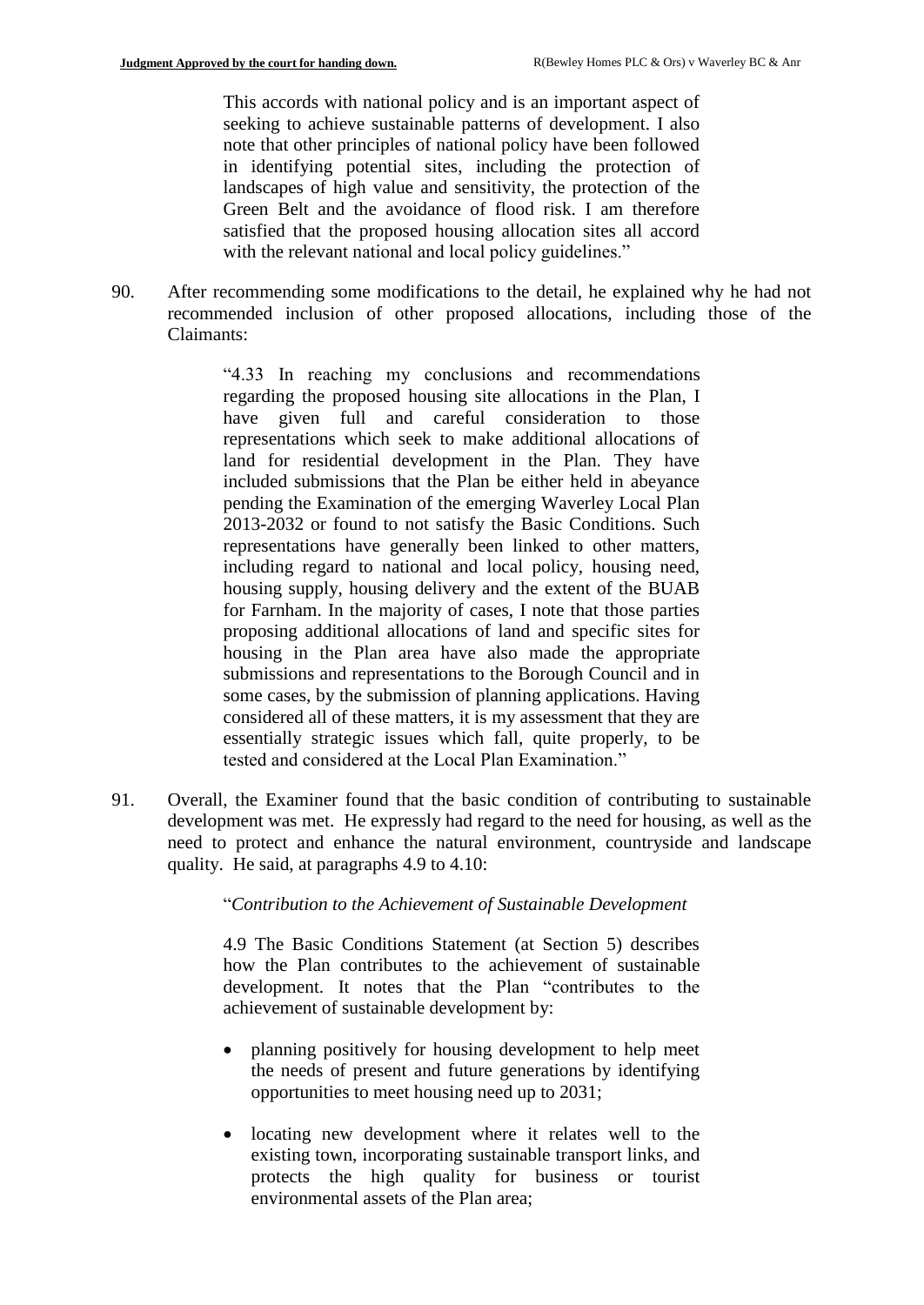> This accords with national policy and is an important aspect of seeking to achieve sustainable patterns of development. I also note that other principles of national policy have been followed in identifying potential sites, including the protection of landscapes of high value and sensitivity, the protection of the Green Belt and the avoidance of flood risk. I am therefore satisfied that the proposed housing allocation sites all accord with the relevant national and local policy guidelines."

90. After recommending some modifications to the detail, he explained why he had not recommended inclusion of other proposed allocations, including those of the Claimants:

> "4.33 In reaching my conclusions and recommendations regarding the proposed housing site allocations in the Plan, I have given full and careful consideration to those representations which seek to make additional allocations of land for residential development in the Plan. They have included submissions that the Plan be either held in abeyance pending the Examination of the emerging Waverley Local Plan 2013-2032 or found to not satisfy the Basic Conditions. Such representations have generally been linked to other matters, including regard to national and local policy, housing need, housing supply, housing delivery and the extent of the BUAB for Farnham. In the majority of cases, I note that those parties proposing additional allocations of land and specific sites for housing in the Plan area have also made the appropriate submissions and representations to the Borough Council and in some cases, by the submission of planning applications. Having considered all of these matters, it is my assessment that they are essentially strategic issues which fall, quite properly, to be tested and considered at the Local Plan Examination."

91. Overall, the Examiner found that the basic condition of contributing to sustainable development was met. He expressly had regard to the need for housing, as well as the need to protect and enhance the natural environment, countryside and landscape quality. He said, at paragraphs 4.9 to 4.10:

> "*Contribution to the Achievement of Sustainable Development*
>
> 4.9 The Basic Conditions Statement (at Section 5) describes how the Plan contributes to the achievement of sustainable development. It notes that the Plan "contributes to the achievement of sustainable development by:
>
> - planning positively for housing development to help meet the needs of present and future generations by identifying opportunities to meet housing need up to 2031;
> - locating new development where it relates well to the existing town, incorporating sustainable transport links, and protects the high quality for business or tourist environmental assets of the Plan area;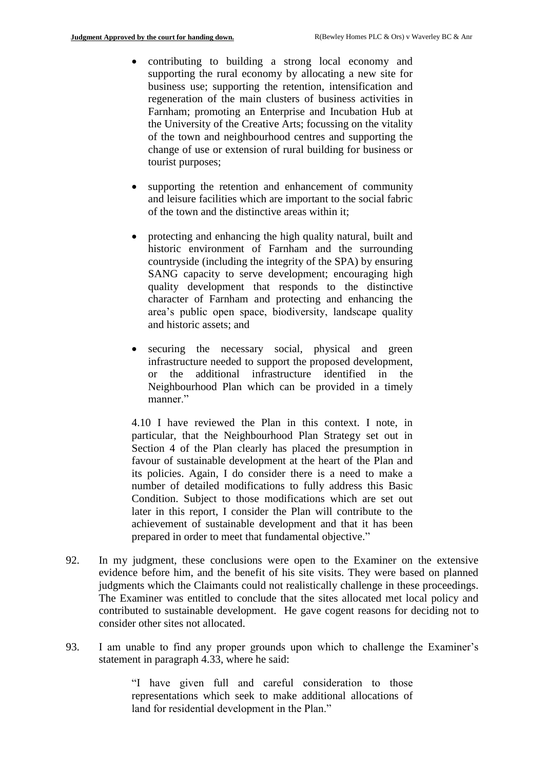> - contributing to building a strong local economy and supporting the rural economy by allocating a new site for business use; supporting the retention, intensification and regeneration of the main clusters of business activities in Farnham; promoting an Enterprise and Incubation Hub at the University of the Creative Arts; focussing on the vitality of the town and neighbourhood centres and supporting the change of use or extension of rural building for business or tourist purposes;
> - supporting the retention and enhancement of community and leisure facilities which are important to the social fabric of the town and the distinctive areas within it;
> - protecting and enhancing the high quality natural, built and historic environment of Farnham and the surrounding countryside (including the integrity of the SPA) by ensuring SANG capacity to serve development; encouraging high quality development that responds to the distinctive character of Farnham and protecting and enhancing the area's public open space, biodiversity, landscape quality and historic assets; and
> - securing the necessary social, physical and green infrastructure needed to support the proposed development, or the additional infrastructure identified in the Neighbourhood Plan which can be provided in a timely manner."
>
> 4.10 I have reviewed the Plan in this context. I note, in particular, that the Neighbourhood Plan Strategy set out in Section 4 of the Plan clearly has placed the presumption in favour of sustainable development at the heart of the Plan and its policies. Again, I do consider there is a need to make a number of detailed modifications to fully address this Basic Condition. Subject to those modifications which are set out later in this report, I consider the Plan will contribute to the achievement of sustainable development and that it has been prepared in order to meet that fundamental objective."

92. In my judgment, these conclusions were open to the Examiner on the extensive evidence before him, and the benefit of his site visits. They were based on planned judgments which the Claimants could not realistically challenge in these proceedings. The Examiner was entitled to conclude that the sites allocated met local policy and contributed to sustainable development. He gave cogent reasons for deciding not to consider other sites not allocated.

93. I am unable to find any proper grounds upon which to challenge the Examiner's statement in paragraph 4.33, where he said:

> "I have given full and careful consideration to those representations which seek to make additional allocations of land for residential development in the Plan."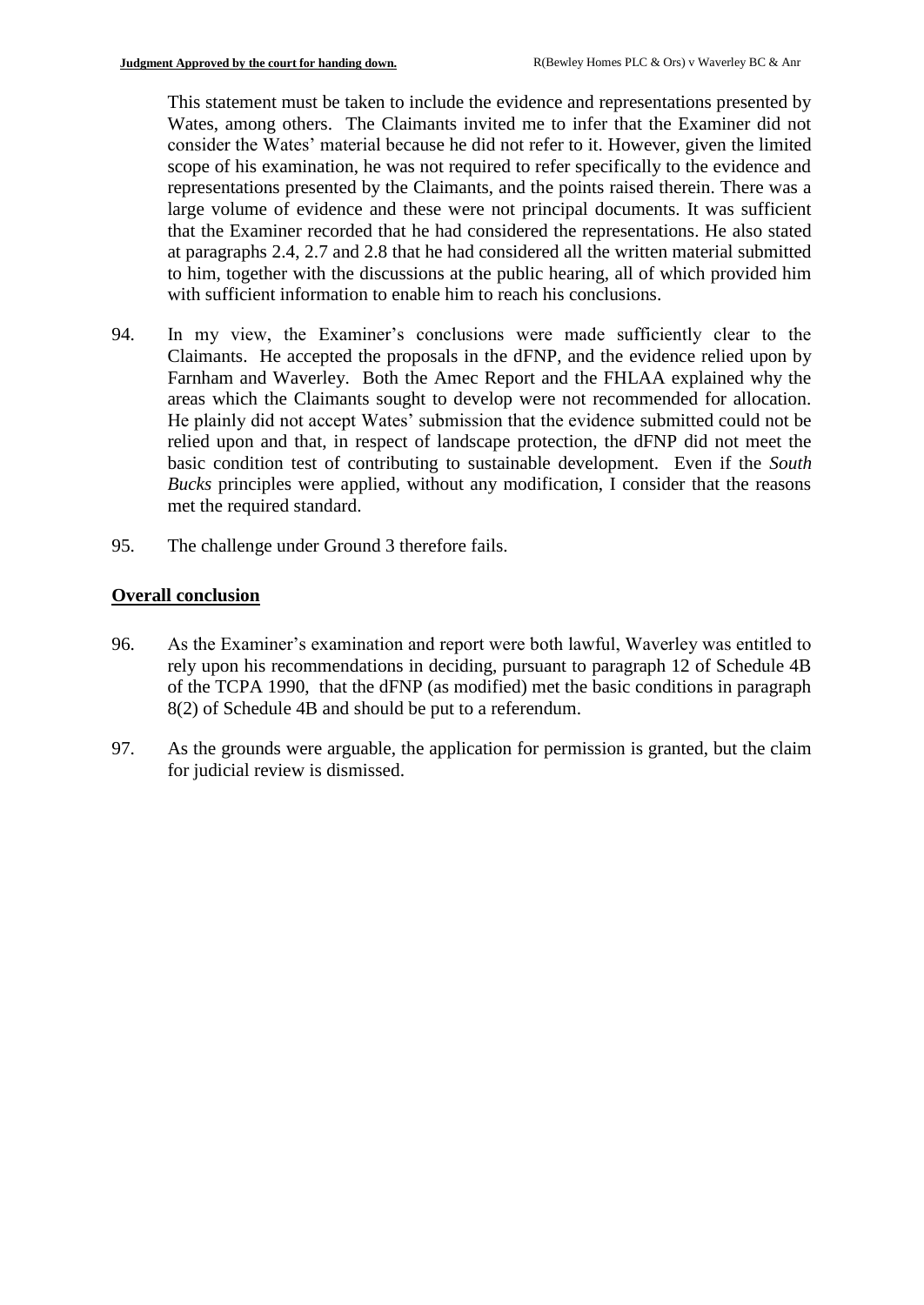This statement must be taken to include the evidence and representations presented by Wates, among others. The Claimants invited me to infer that the Examiner did not consider the Wates' material because he did not refer to it. However, given the limited scope of his examination, he was not required to refer specifically to the evidence and representations presented by the Claimants, and the points raised therein. There was a large volume of evidence and these were not principal documents. It was sufficient that the Examiner recorded that he had considered the representations. He also stated at paragraphs 2.4, 2.7 and 2.8 that he had considered all the written material submitted to him, together with the discussions at the public hearing, all of which provided him with sufficient information to enable him to reach his conclusions.

94. In my view, the Examiner's conclusions were made sufficiently clear to the Claimants. He accepted the proposals in the dFNP, and the evidence relied upon by Farnham and Waverley. Both the Amec Report and the FHLAA explained why the areas which the Claimants sought to develop were not recommended for allocation. He plainly did not accept Wates' submission that the evidence submitted could not be relied upon and that, in respect of landscape protection, the dFNP did not meet the basic condition test of contributing to sustainable development. Even if the *South Bucks* principles were applied, without any modification, I consider that the reasons met the required standard.

95. The challenge under Ground 3 therefore fails.

## Overall conclusion

96. As the Examiner's examination and report were both lawful, Waverley was entitled to rely upon his recommendations in deciding, pursuant to paragraph 12 of Schedule 4B of the TCPA 1990, that the dFNP (as modified) met the basic conditions in paragraph 8(2) of Schedule 4B and should be put to a referendum.

97. As the grounds were arguable, the application for permission is granted, but the claim for judicial review is dismissed.